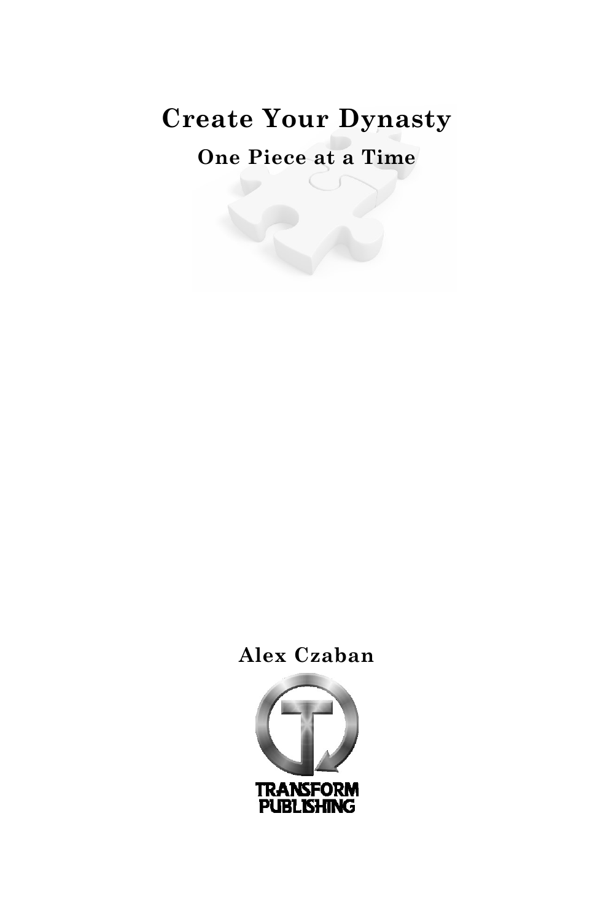# Create Your Dynasty

## One Piece at a Time

**Alex Czaban**

TRANSFORM PUBLISHING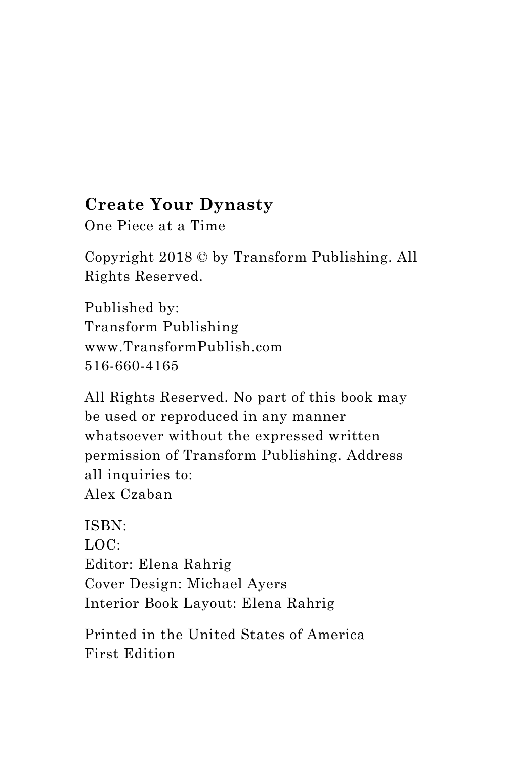**Create Your Dynasty**
One Piece at a Time

Copyright 2018 © by Transform Publishing. All Rights Reserved.

Published by:
Transform Publishing
www.TransformPublish.com
516-660-4165

All Rights Reserved. No part of this book may be used or reproduced in any manner whatsoever without the expressed written permission of Transform Publishing. Address all inquiries to:
Alex Czaban

ISBN:
LOC:
Editor: Elena Rahrig
Cover Design: Michael Ayers
Interior Book Layout: Elena Rahrig

Printed in the United States of America
First Edition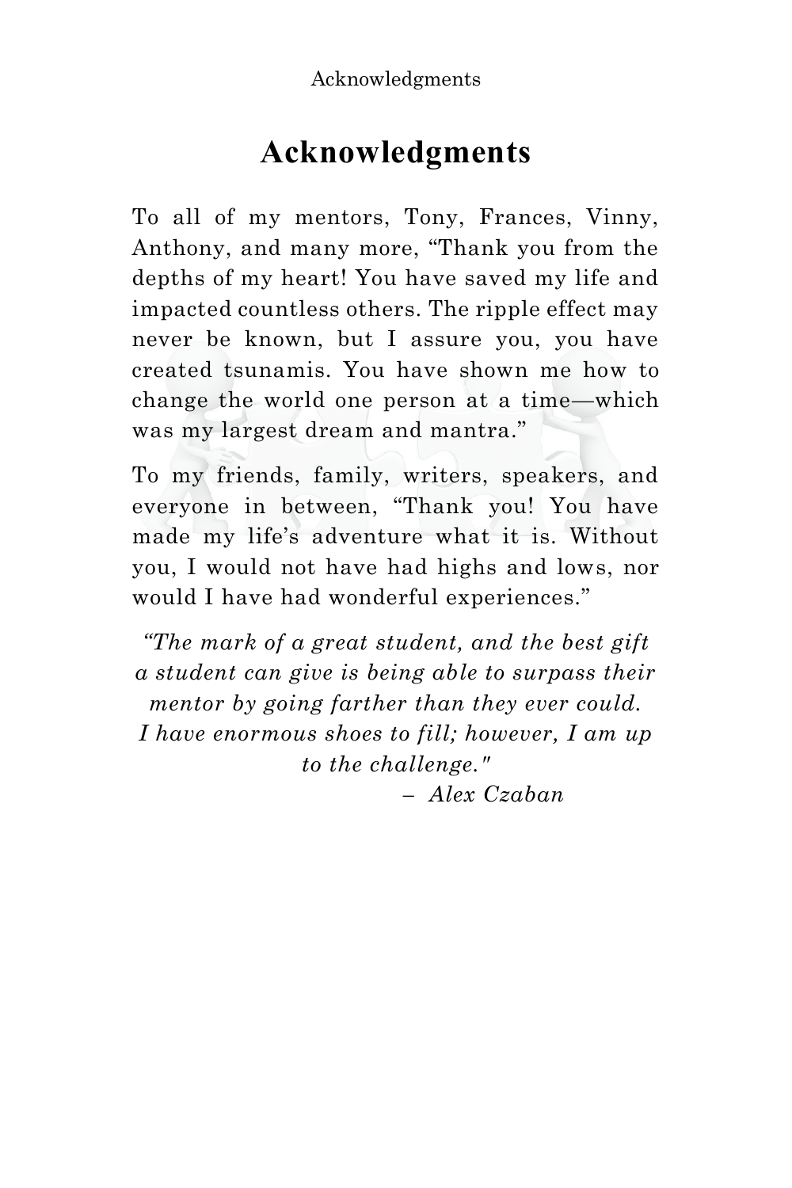# Acknowledgments

To all of my mentors, Tony, Frances, Vinny, Anthony, and many more, “Thank you from the depths of my heart! You have saved my life and impacted countless others. The ripple effect may never be known, but I assure you, you have created tsunamis. You have shown me how to change the world one person at a time—which was my largest dream and mantra.”

To my friends, family, writers, speakers, and everyone in between, “Thank you! You have made my life’s adventure what it is. Without you, I would not have had highs and lows, nor would I have had wonderful experiences.”

*“The mark of a great student, and the best gift a student can give is being able to surpass their mentor by going farther than they ever could. I have enormous shoes to fill; however, I am up to the challenge."*

*– Alex Czaban*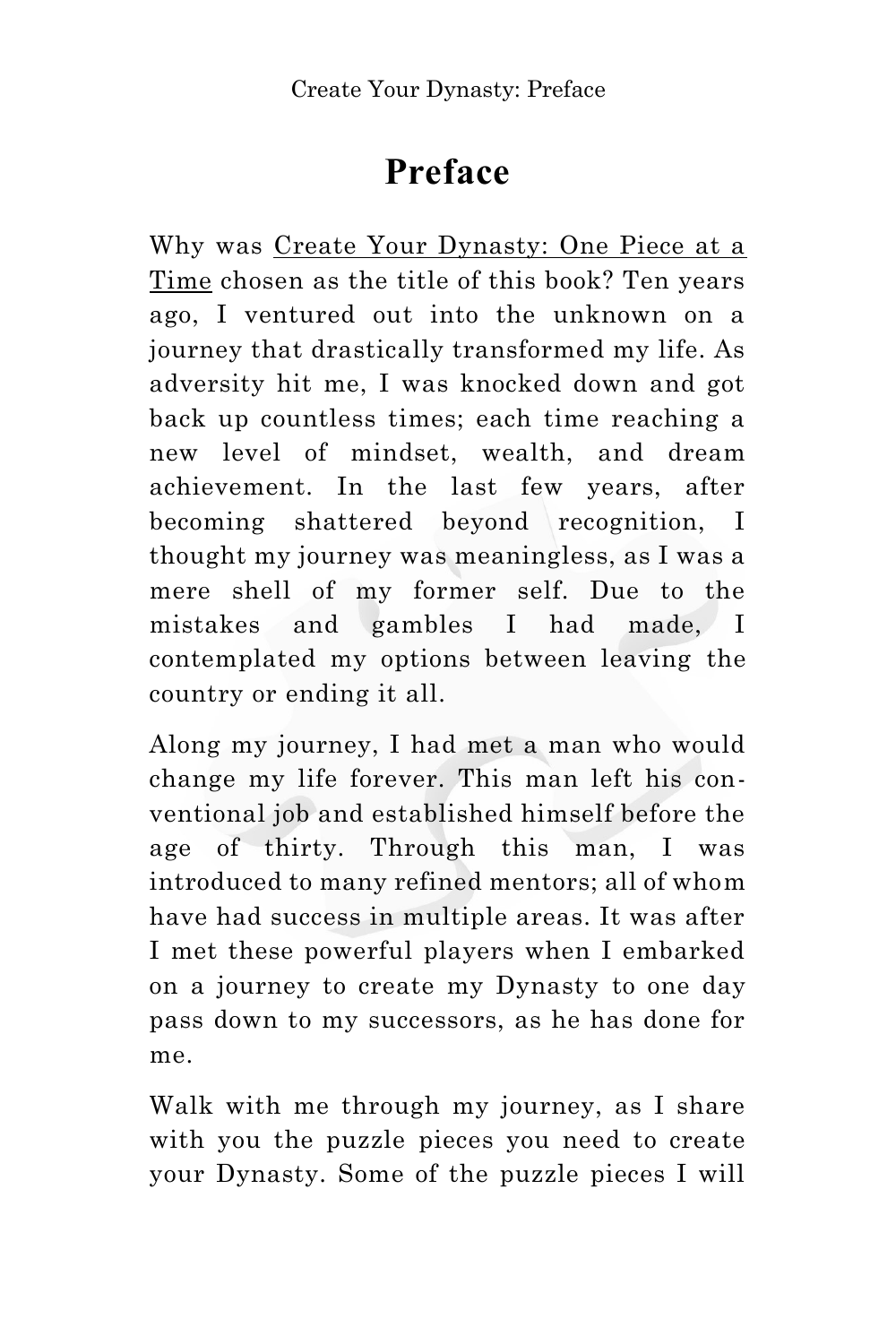# Preface

Why was Create Your Dynasty: One Piece at a Time chosen as the title of this book? Ten years ago, I ventured out into the unknown on a journey that drastically transformed my life. As adversity hit me, I was knocked down and got back up countless times; each time reaching a new level of mindset, wealth, and dream achievement. In the last few years, after becoming shattered beyond recognition, I thought my journey was meaningless, as I was a mere shell of my former self. Due to the mistakes and gambles I had made, I contemplated my options between leaving the country or ending it all.

Along my journey, I had met a man who would change my life forever. This man left his conventional job and established himself before the age of thirty. Through this man, I was introduced to many refined mentors; all of whom have had success in multiple areas. It was after I met these powerful players when I embarked on a journey to create my Dynasty to one day pass down to my successors, as he has done for me.

Walk with me through my journey, as I share with you the puzzle pieces you need to create your Dynasty. Some of the puzzle pieces I will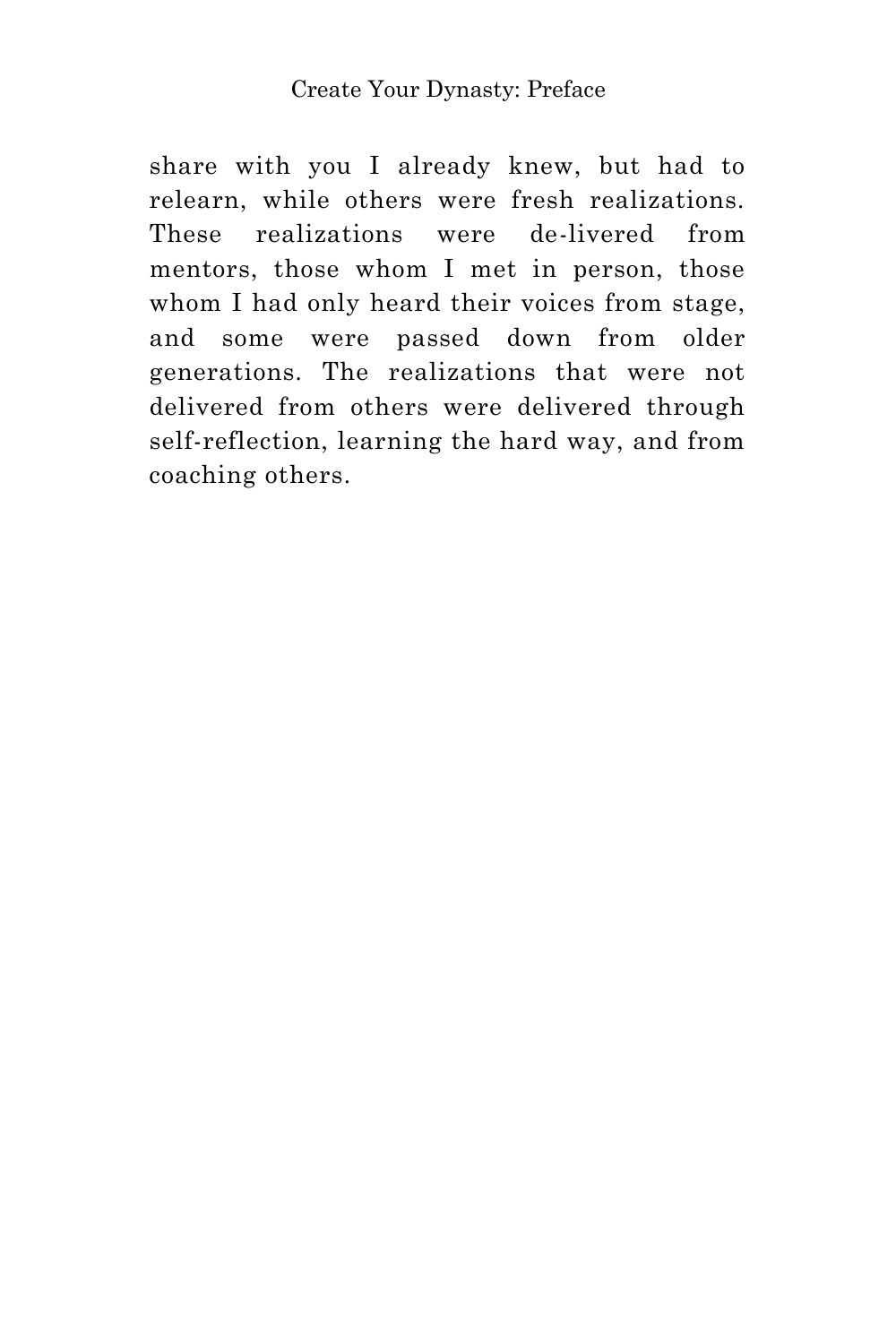share with you I already knew, but had to relearn, while others were fresh realizations. These realizations were de-livered from mentors, those whom I met in person, those whom I had only heard their voices from stage, and some were passed down from older generations. The realizations that were not delivered from others were delivered through self-reflection, learning the hard way, and from coaching others.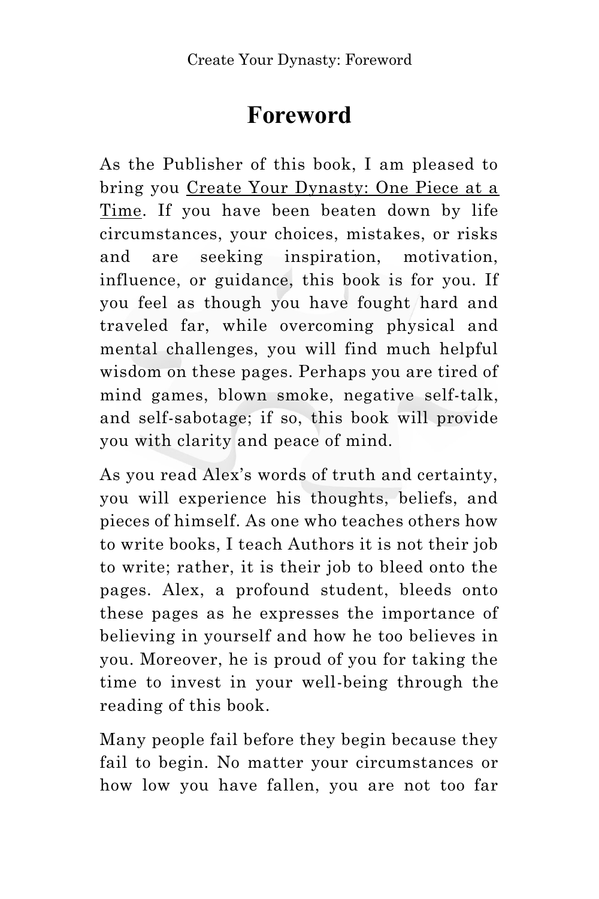# Foreword

As the Publisher of this book, I am pleased to bring you Create Your Dynasty: One Piece at a Time. If you have been beaten down by life circumstances, your choices, mistakes, or risks and are seeking inspiration, motivation, influence, or guidance, this book is for you. If you feel as though you have fought hard and traveled far, while overcoming physical and mental challenges, you will find much helpful wisdom on these pages. Perhaps you are tired of mind games, blown smoke, negative self-talk, and self-sabotage; if so, this book will provide you with clarity and peace of mind.

As you read Alex's words of truth and certainty, you will experience his thoughts, beliefs, and pieces of himself. As one who teaches others how to write books, I teach Authors it is not their job to write; rather, it is their job to bleed onto the pages. Alex, a profound student, bleeds onto these pages as he expresses the importance of believing in yourself and how he too believes in you. Moreover, he is proud of you for taking the time to invest in your well-being through the reading of this book.

Many people fail before they begin because they fail to begin. No matter your circumstances or how low you have fallen, you are not too far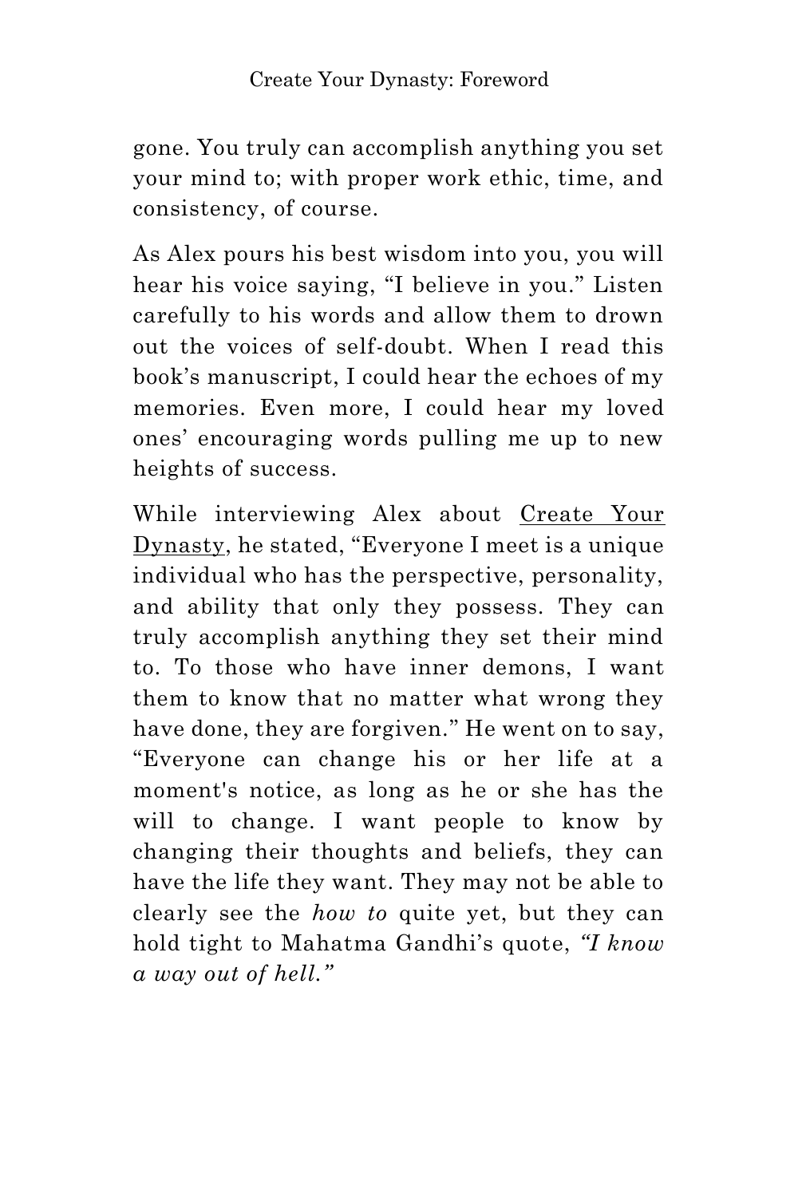gone. You truly can accomplish anything you set your mind to; with proper work ethic, time, and consistency, of course.

As Alex pours his best wisdom into you, you will hear his voice saying, “I believe in you.” Listen carefully to his words and allow them to drown out the voices of self-doubt. When I read this book’s manuscript, I could hear the echoes of my memories. Even more, I could hear my loved ones’ encouraging words pulling me up to new heights of success.

While interviewing Alex about <u>Create Your Dynasty</u>, he stated, “Everyone I meet is a unique individual who has the perspective, personality, and ability that only they possess. They can truly accomplish anything they set their mind to. To those who have inner demons, I want them to know that no matter what wrong they have done, they are forgiven.” He went on to say, “Everyone can change his or her life at a moment's notice, as long as he or she has the will to change. I want people to know by changing their thoughts and beliefs, they can have the life they want. They may not be able to clearly see the *how to* quite yet, but they can hold tight to Mahatma Gandhi’s quote, *“I know a way out of hell.”*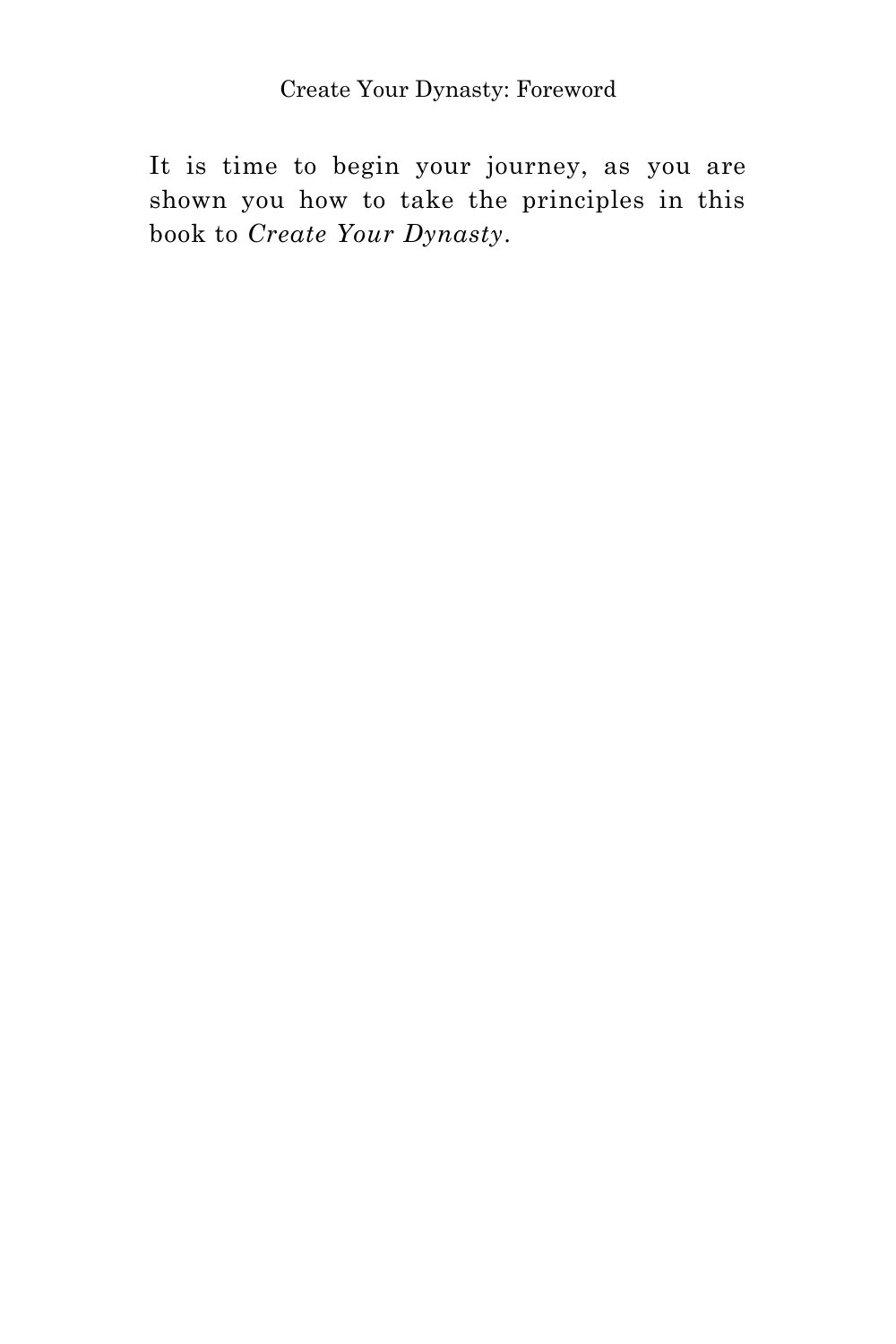It is time to begin your journey, as you are shown you how to take the principles in this book to *Create Your Dynasty*.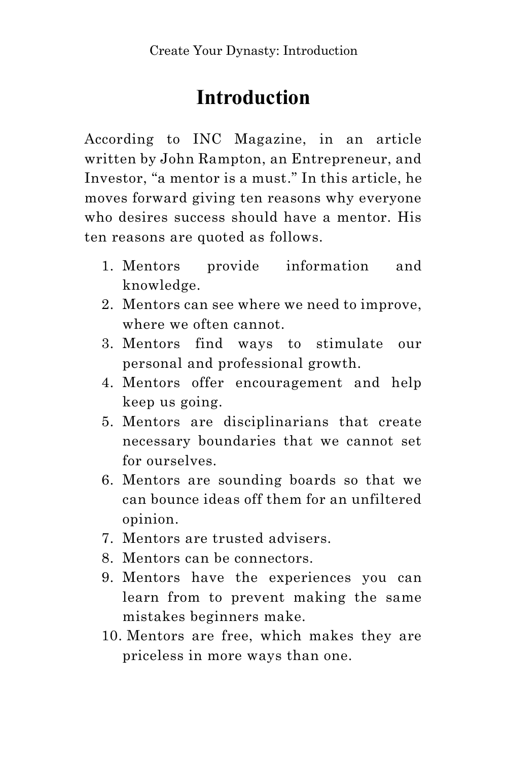# Introduction

According to INC Magazine, in an article written by John Rampton, an Entrepreneur, and Investor, “a mentor is a must.” In this article, he moves forward giving ten reasons why everyone who desires success should have a mentor. His ten reasons are quoted as follows.

1. Mentors provide information and knowledge.
2. Mentors can see where we need to improve, where we often cannot.
3. Mentors find ways to stimulate our personal and professional growth.
4. Mentors offer encouragement and help keep us going.
5. Mentors are disciplinarians that create necessary boundaries that we cannot set for ourselves.
6. Mentors are sounding boards so that we can bounce ideas off them for an unfiltered opinion.
7. Mentors are trusted advisers.
8. Mentors can be connectors.
9. Mentors have the experiences you can learn from to prevent making the same mistakes beginners make.
10. Mentors are free, which makes they are priceless in more ways than one.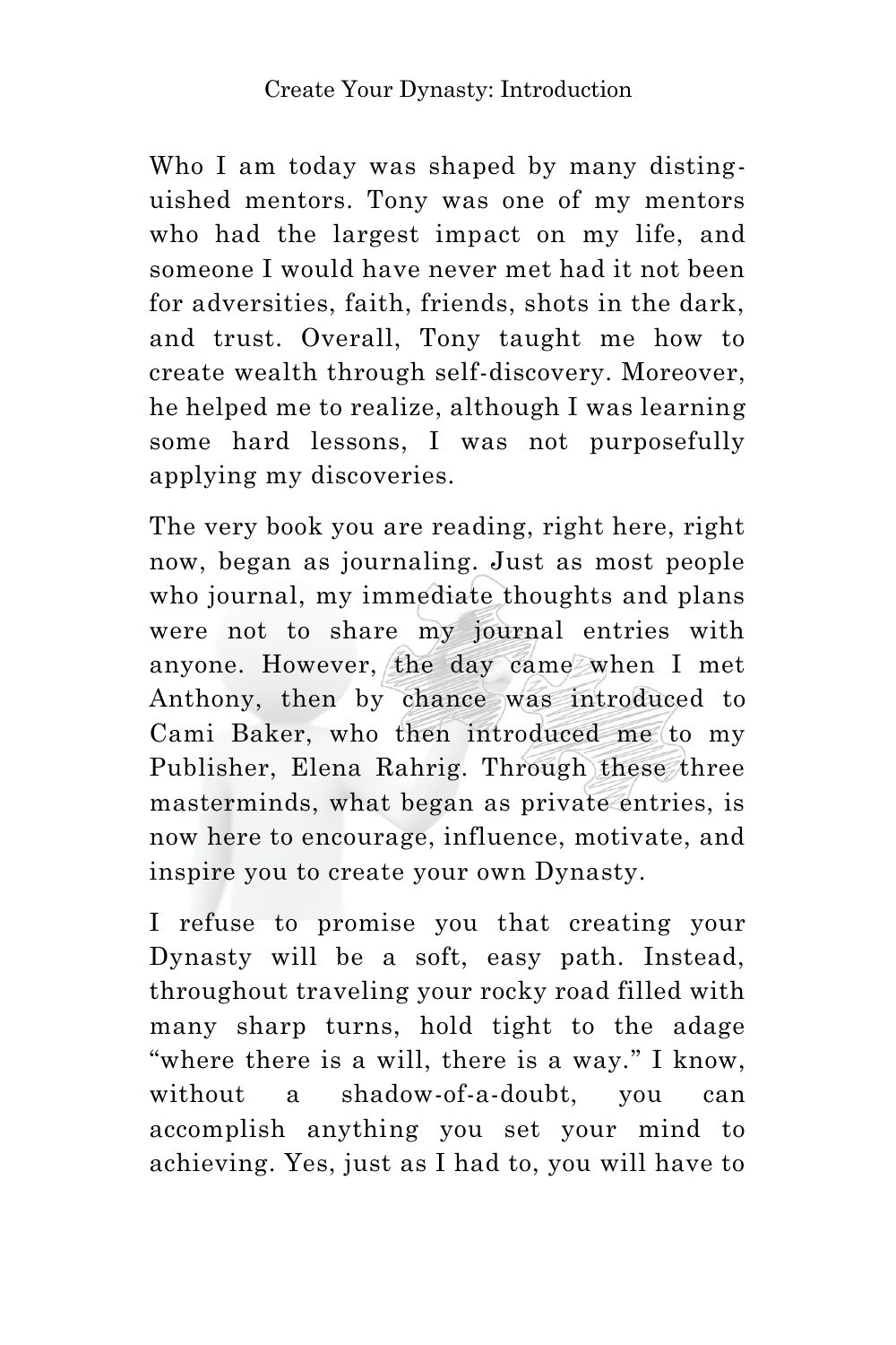Who I am today was shaped by many distinguished mentors. Tony was one of my mentors who had the largest impact on my life, and someone I would have never met had it not been for adversities, faith, friends, shots in the dark, and trust. Overall, Tony taught me how to create wealth through self-discovery. Moreover, he helped me to realize, although I was learning some hard lessons, I was not purposefully applying my discoveries.

The very book you are reading, right here, right now, began as journaling. Just as most people who journal, my immediate thoughts and plans were not to share my journal entries with anyone. However, the day came when I met Anthony, then by chance was introduced to Cami Baker, who then introduced me to my Publisher, Elena Rahrig. Through these three masterminds, what began as private entries, is now here to encourage, influence, motivate, and inspire you to create your own Dynasty.

I refuse to promise you that creating your Dynasty will be a soft, easy path. Instead, throughout traveling your rocky road filled with many sharp turns, hold tight to the adage "where there is a will, there is a way." I know, without a shadow-of-a-doubt, you can accomplish anything you set your mind to achieving. Yes, just as I had to, you will have to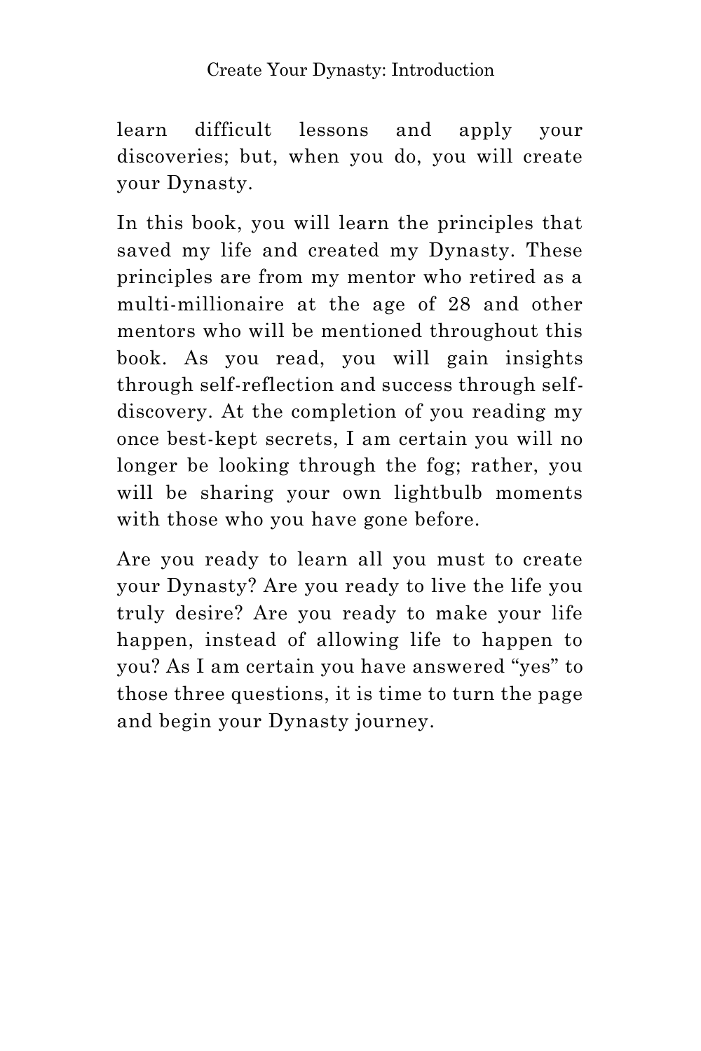learn difficult lessons and apply your discoveries; but, when you do, you will create your Dynasty.

In this book, you will learn the principles that saved my life and created my Dynasty. These principles are from my mentor who retired as a multi-millionaire at the age of 28 and other mentors who will be mentioned throughout this book. As you read, you will gain insights through self-reflection and success through self-discovery. At the completion of you reading my once best-kept secrets, I am certain you will no longer be looking through the fog; rather, you will be sharing your own lightbulb moments with those who you have gone before.

Are you ready to learn all you must to create your Dynasty? Are you ready to live the life you truly desire? Are you ready to make your life happen, instead of allowing life to happen to you? As I am certain you have answered "yes" to those three questions, it is time to turn the page and begin your Dynasty journey.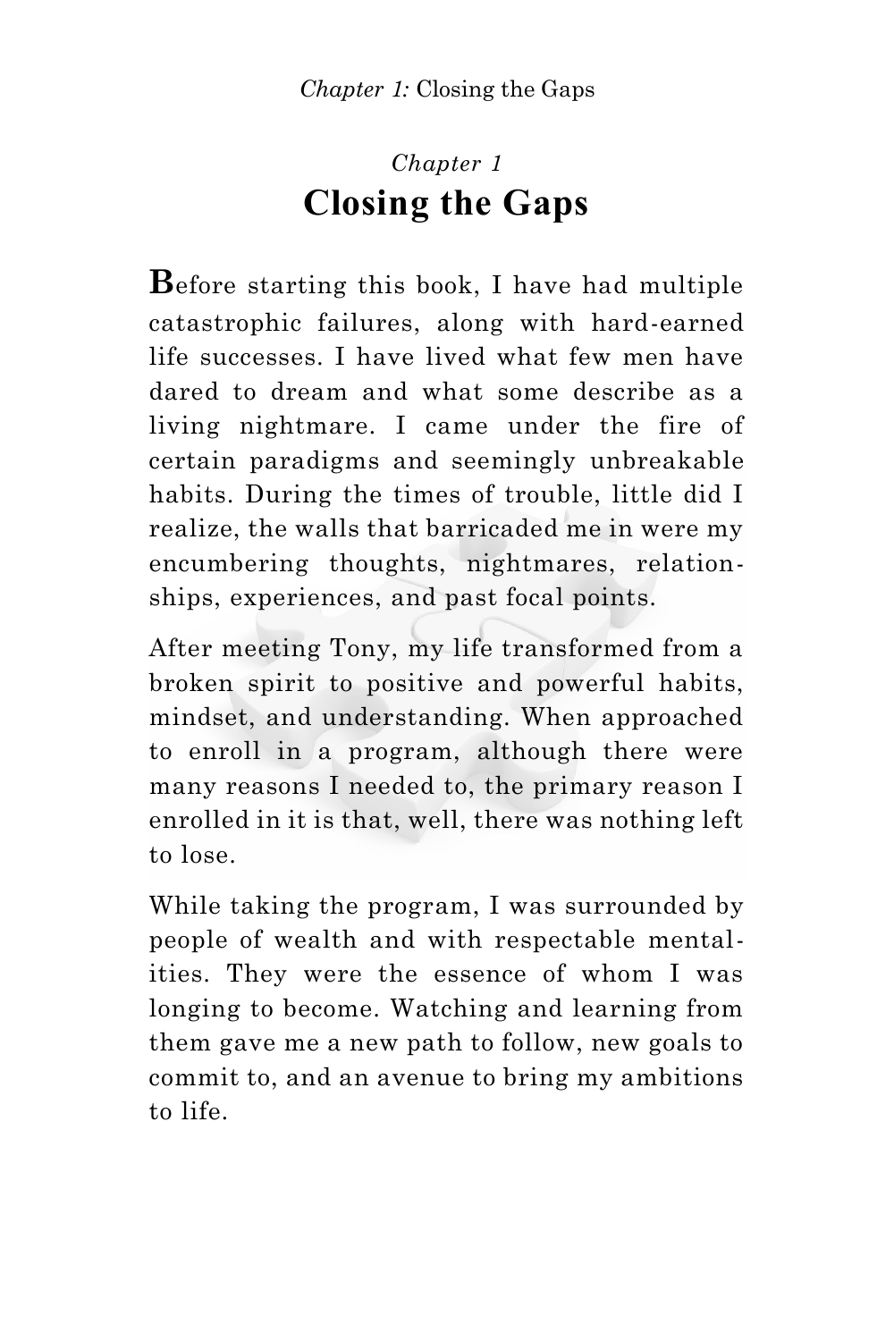*Chapter 1*

# Closing the Gaps

Before starting this book, I have had multiple catastrophic failures, along with hard-earned life successes. I have lived what few men have dared to dream and what some describe as a living nightmare. I came under the fire of certain paradigms and seemingly unbreakable habits. During the times of trouble, little did I realize, the walls that barricaded me in were my encumbering thoughts, nightmares, relationships, experiences, and past focal points.

After meeting Tony, my life transformed from a broken spirit to positive and powerful habits, mindset, and understanding. When approached to enroll in a program, although there were many reasons I needed to, the primary reason I enrolled in it is that, well, there was nothing left to lose.

While taking the program, I was surrounded by people of wealth and with respectable mentalities. They were the essence of whom I was longing to become. Watching and learning from them gave me a new path to follow, new goals to commit to, and an avenue to bring my ambitions to life.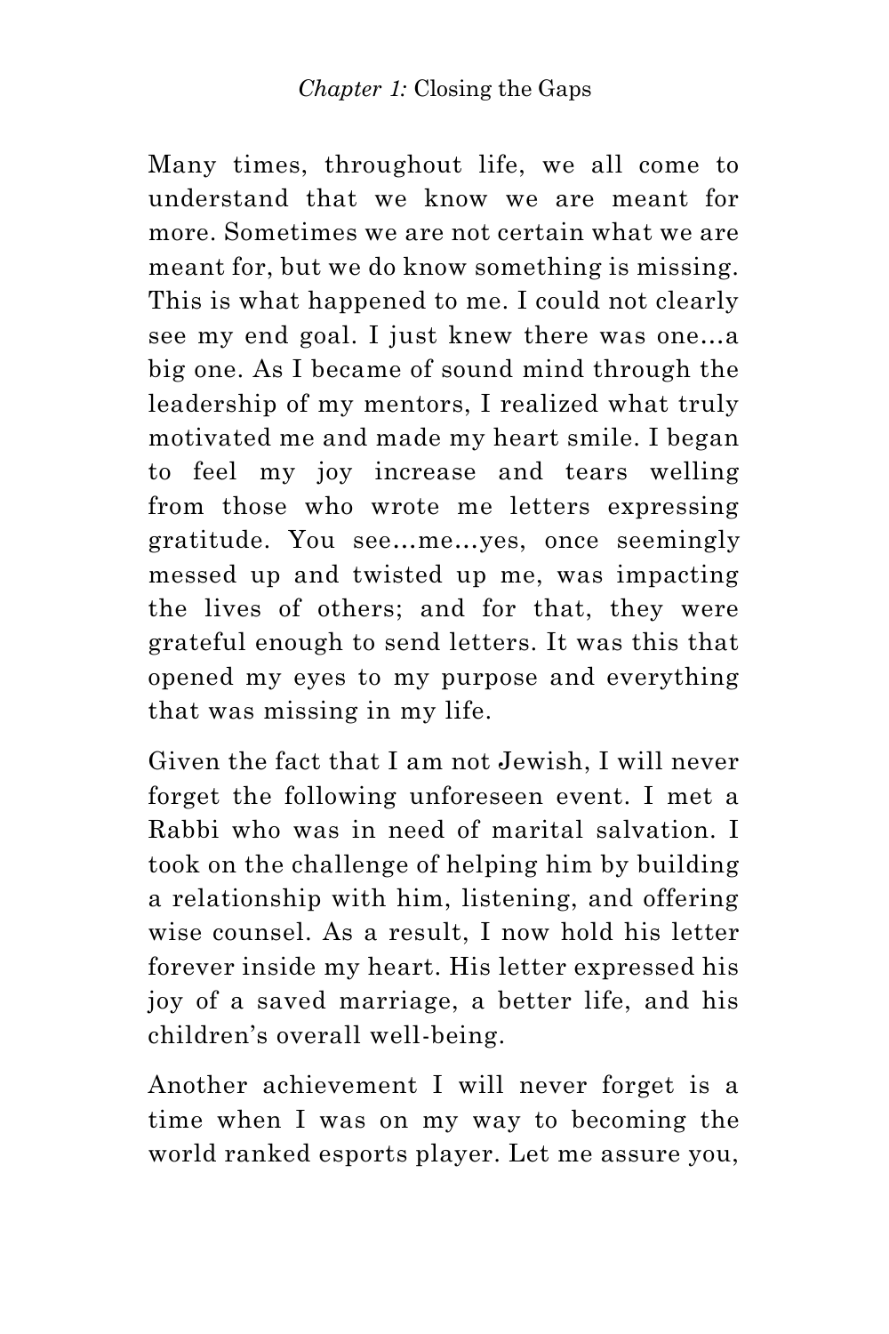Many times, throughout life, we all come to understand that we know we are meant for more. Sometimes we are not certain what we are meant for, but we do know something is missing. This is what happened to me. I could not clearly see my end goal. I just knew there was one…a big one. As I became of sound mind through the leadership of my mentors, I realized what truly motivated me and made my heart smile. I began to feel my joy increase and tears welling from those who wrote me letters expressing gratitude. You see…me…yes, once seemingly messed up and twisted up me, was impacting the lives of others; and for that, they were grateful enough to send letters. It was this that opened my eyes to my purpose and everything that was missing in my life.

Given the fact that I am not Jewish, I will never forget the following unforeseen event. I met a Rabbi who was in need of marital salvation. I took on the challenge of helping him by building a relationship with him, listening, and offering wise counsel. As a result, I now hold his letter forever inside my heart. His letter expressed his joy of a saved marriage, a better life, and his children's overall well-being.

Another achievement I will never forget is a time when I was on my way to becoming the world ranked esports player. Let me assure you,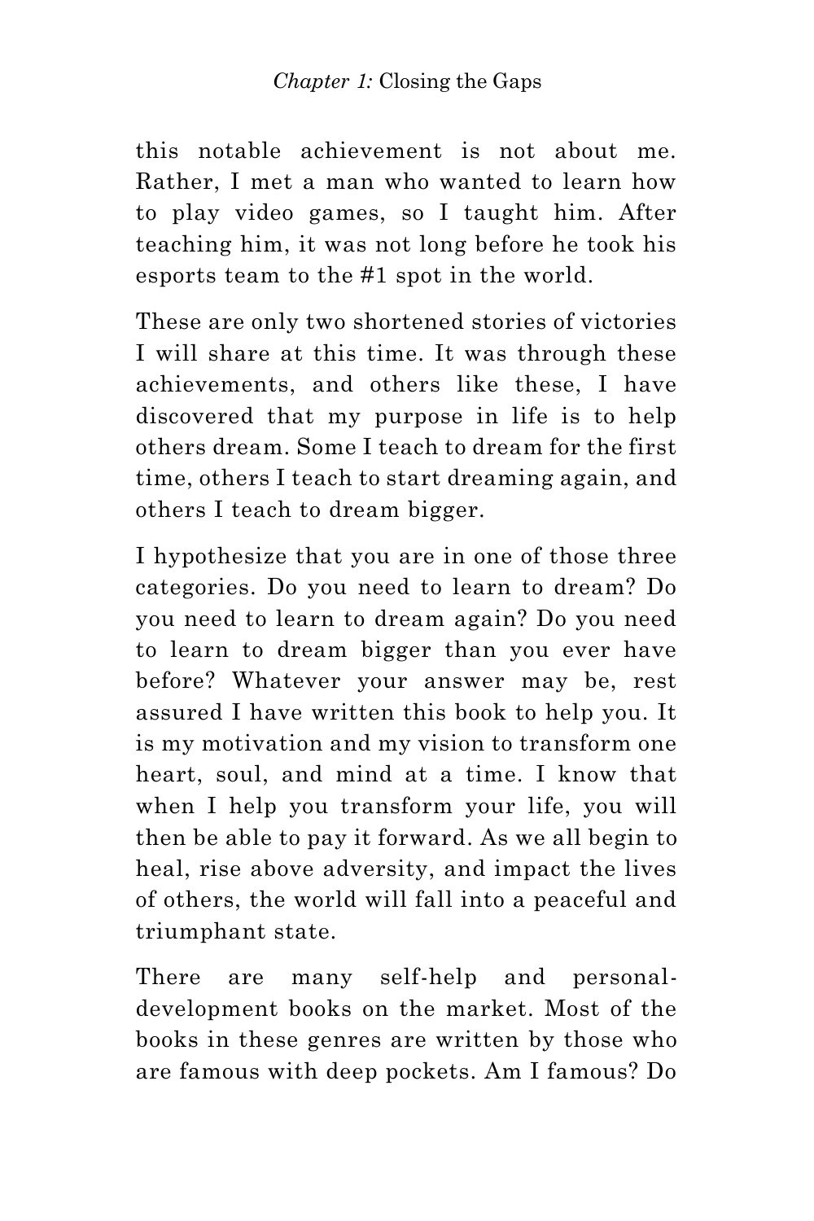this notable achievement is not about me. Rather, I met a man who wanted to learn how to play video games, so I taught him. After teaching him, it was not long before he took his esports team to the #1 spot in the world.

These are only two shortened stories of victories I will share at this time. It was through these achievements, and others like these, I have discovered that my purpose in life is to help others dream. Some I teach to dream for the first time, others I teach to start dreaming again, and others I teach to dream bigger.

I hypothesize that you are in one of those three categories. Do you need to learn to dream? Do you need to learn to dream again? Do you need to learn to dream bigger than you ever have before? Whatever your answer may be, rest assured I have written this book to help you. It is my motivation and my vision to transform one heart, soul, and mind at a time. I know that when I help you transform your life, you will then be able to pay it forward. As we all begin to heal, rise above adversity, and impact the lives of others, the world will fall into a peaceful and triumphant state.

There are many self-help and personal-development books on the market. Most of the books in these genres are written by those who are famous with deep pockets. Am I famous? Do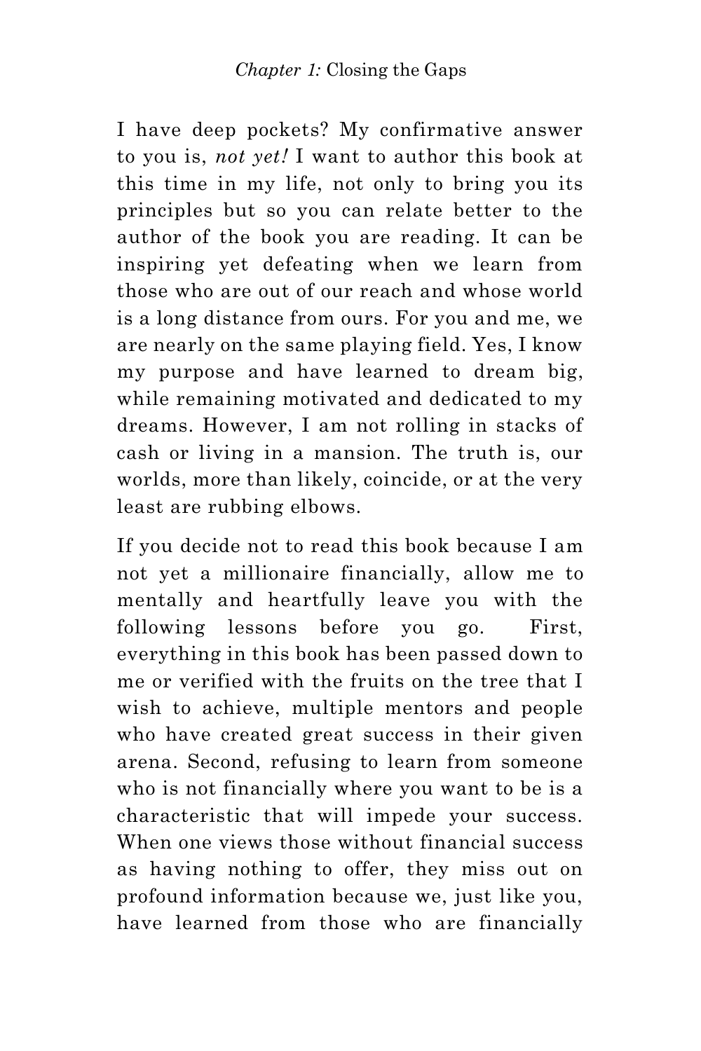I have deep pockets? My confirmative answer to you is, *not yet!* I want to author this book at this time in my life, not only to bring you its principles but so you can relate better to the author of the book you are reading. It can be inspiring yet defeating when we learn from those who are out of our reach and whose world is a long distance from ours. For you and me, we are nearly on the same playing field. Yes, I know my purpose and have learned to dream big, while remaining motivated and dedicated to my dreams. However, I am not rolling in stacks of cash or living in a mansion. The truth is, our worlds, more than likely, coincide, or at the very least are rubbing elbows.

If you decide not to read this book because I am not yet a millionaire financially, allow me to mentally and heartfully leave you with the following lessons before you go. First, everything in this book has been passed down to me or verified with the fruits on the tree that I wish to achieve, multiple mentors and people who have created great success in their given arena. Second, refusing to learn from someone who is not financially where you want to be is a characteristic that will impede your success. When one views those without financial success as having nothing to offer, they miss out on profound information because we, just like you, have learned from those who are financially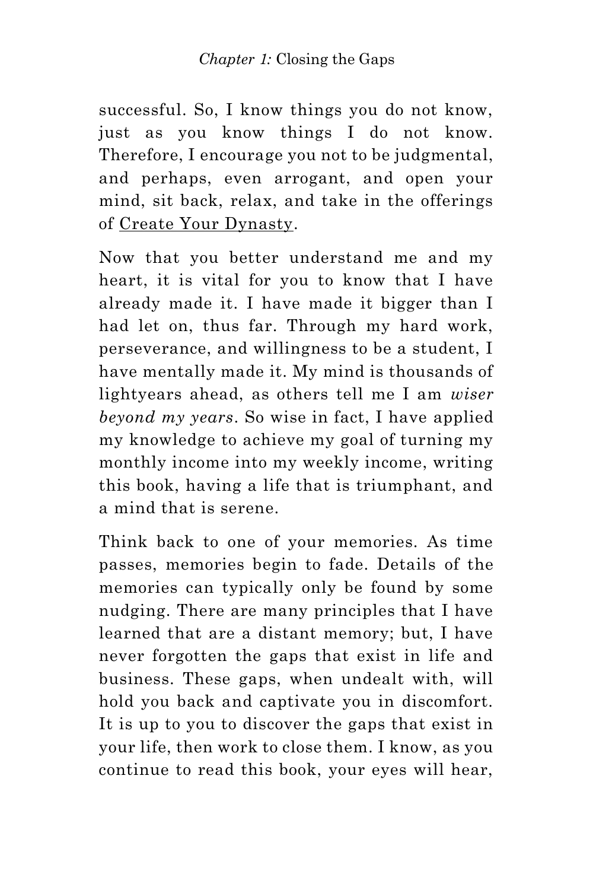successful. So, I know things you do not know, just as you know things I do not know. Therefore, I encourage you not to be judgmental, and perhaps, even arrogant, and open your mind, sit back, relax, and take in the offerings of Create Your Dynasty.

Now that you better understand me and my heart, it is vital for you to know that I have already made it. I have made it bigger than I had let on, thus far. Through my hard work, perseverance, and willingness to be a student, I have mentally made it. My mind is thousands of lightyears ahead, as others tell me I am *wiser beyond my years*. So wise in fact, I have applied my knowledge to achieve my goal of turning my monthly income into my weekly income, writing this book, having a life that is triumphant, and a mind that is serene.

Think back to one of your memories. As time passes, memories begin to fade. Details of the memories can typically only be found by some nudging. There are many principles that I have learned that are a distant memory; but, I have never forgotten the gaps that exist in life and business. These gaps, when undealt with, will hold you back and captivate you in discomfort. It is up to you to discover the gaps that exist in your life, then work to close them. I know, as you continue to read this book, your eyes will hear,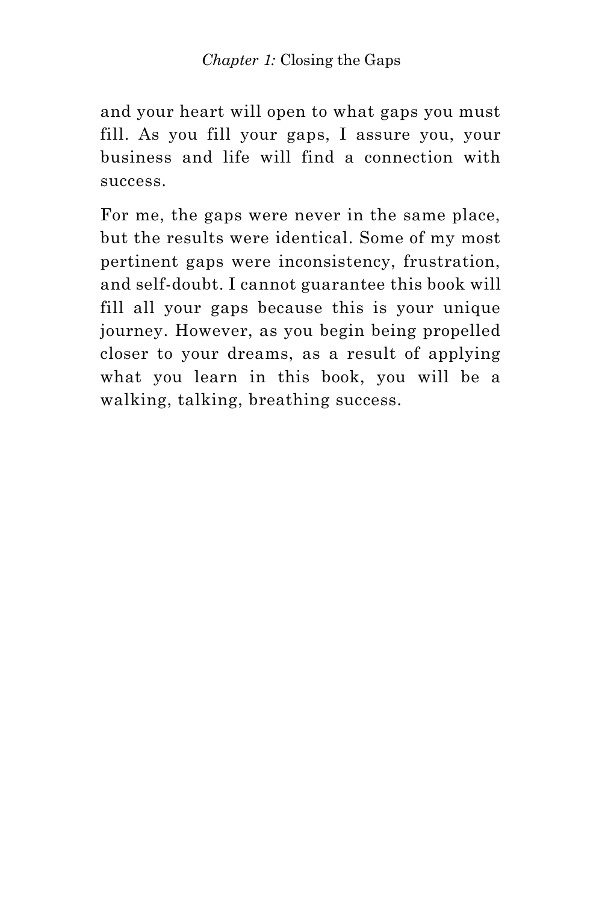and your heart will open to what gaps you must fill. As you fill your gaps, I assure you, your business and life will find a connection with success.

For me, the gaps were never in the same place, but the results were identical. Some of my most pertinent gaps were inconsistency, frustration, and self-doubt. I cannot guarantee this book will fill all your gaps because this is your unique journey. However, as you begin being propelled closer to your dreams, as a result of applying what you learn in this book, you will be a walking, talking, breathing success.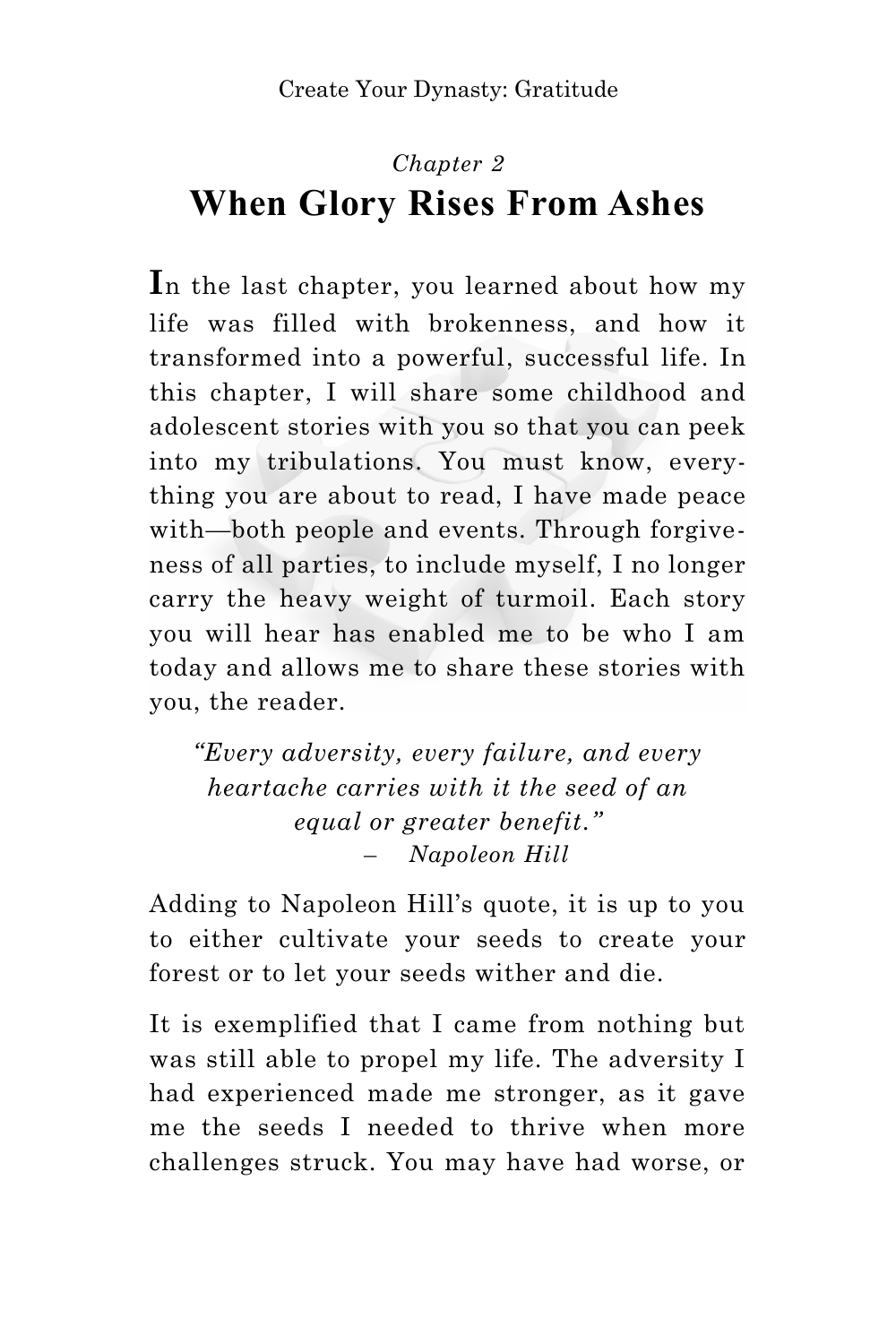*Chapter 2*

# When Glory Rises From Ashes

In the last chapter, you learned about how my life was filled with brokenness, and how it transformed into a powerful, successful life. In this chapter, I will share some childhood and adolescent stories with you so that you can peek into my tribulations. You must know, everything you are about to read, I have made peace with—both people and events. Through forgiveness of all parties, to include myself, I no longer carry the heavy weight of turmoil. Each story you will hear has enabled me to be who I am today and allows me to share these stories with you, the reader.

> *"Every adversity, every failure, and every heartache carries with it the seed of an equal or greater benefit."*
> – *Napoleon Hill*

Adding to Napoleon Hill's quote, it is up to you to either cultivate your seeds to create your forest or to let your seeds wither and die.

It is exemplified that I came from nothing but was still able to propel my life. The adversity I had experienced made me stronger, as it gave me the seeds I needed to thrive when more challenges struck. You may have had worse, or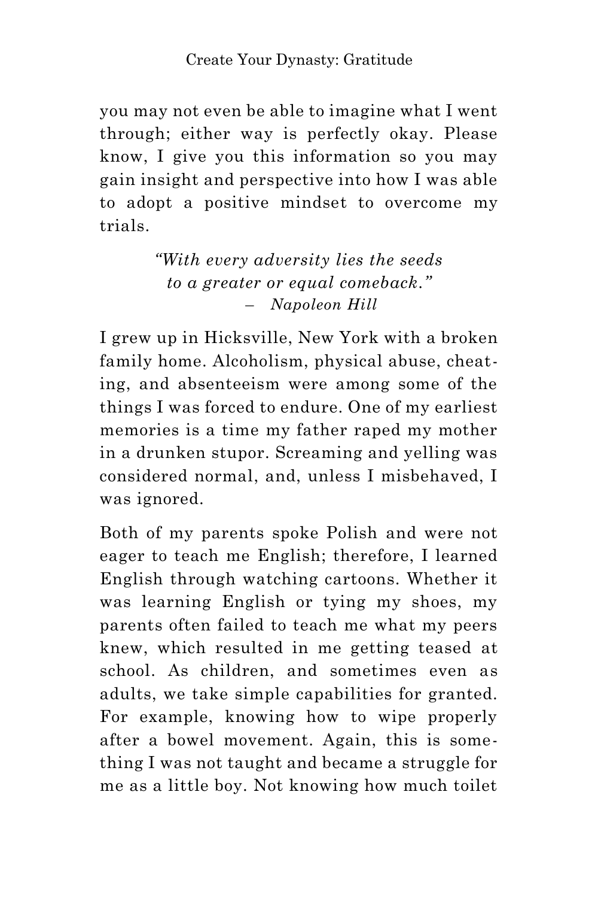you may not even be able to imagine what I went through; either way is perfectly okay. Please know, I give you this information so you may gain insight and perspective into how I was able to adopt a positive mindset to overcome my trials.

> *"With every adversity lies the seeds to a greater or equal comeback."*
> – *Napoleon Hill*

I grew up in Hicksville, New York with a broken family home. Alcoholism, physical abuse, cheating, and absenteeism were among some of the things I was forced to endure. One of my earliest memories is a time my father raped my mother in a drunken stupor. Screaming and yelling was considered normal, and, unless I misbehaved, I was ignored.

Both of my parents spoke Polish and were not eager to teach me English; therefore, I learned English through watching cartoons. Whether it was learning English or tying my shoes, my parents often failed to teach me what my peers knew, which resulted in me getting teased at school. As children, and sometimes even as adults, we take simple capabilities for granted. For example, knowing how to wipe properly after a bowel movement. Again, this is something I was not taught and became a struggle for me as a little boy. Not knowing how much toilet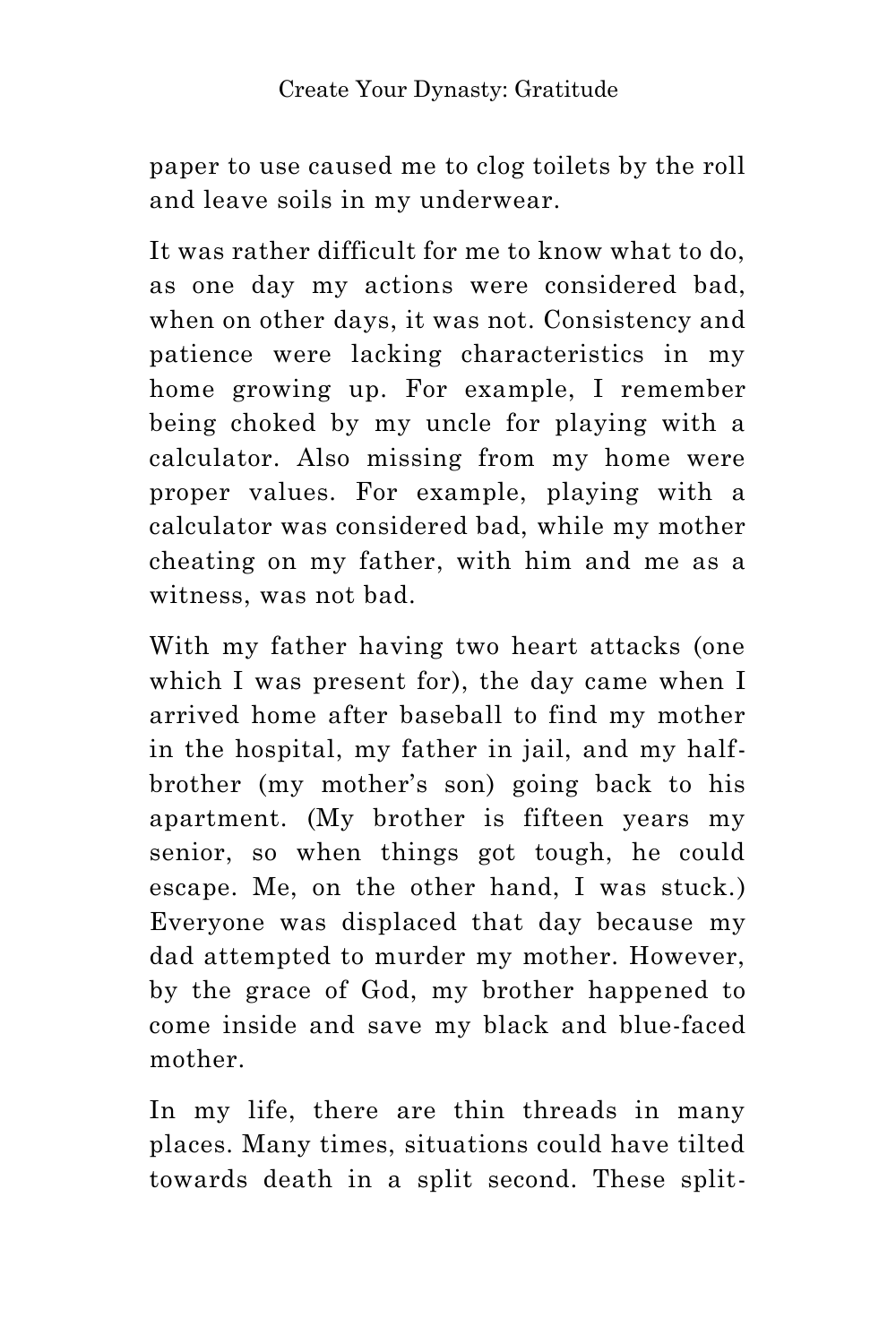paper to use caused me to clog toilets by the roll and leave soils in my underwear.

It was rather difficult for me to know what to do, as one day my actions were considered bad, when on other days, it was not. Consistency and patience were lacking characteristics in my home growing up. For example, I remember being choked by my uncle for playing with a calculator. Also missing from my home were proper values. For example, playing with a calculator was considered bad, while my mother cheating on my father, with him and me as a witness, was not bad.

With my father having two heart attacks (one which I was present for), the day came when I arrived home after baseball to find my mother in the hospital, my father in jail, and my half-brother (my mother's son) going back to his apartment. (My brother is fifteen years my senior, so when things got tough, he could escape. Me, on the other hand, I was stuck.) Everyone was displaced that day because my dad attempted to murder my mother. However, by the grace of God, my brother happened to come inside and save my black and blue-faced mother.

In my life, there are thin threads in many places. Many times, situations could have tilted towards death in a split second. These split-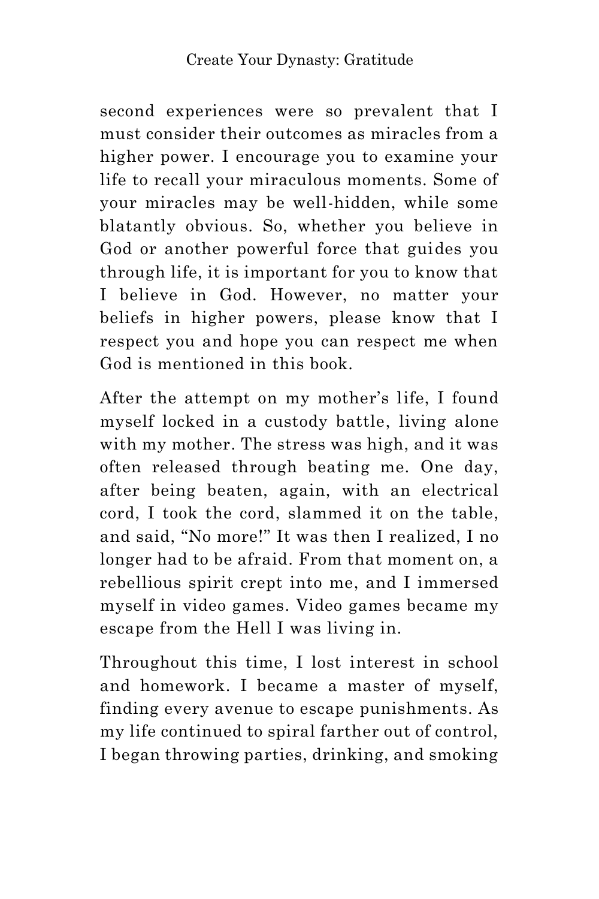second experiences were so prevalent that I must consider their outcomes as miracles from a higher power. I encourage you to examine your life to recall your miraculous moments. Some of your miracles may be well-hidden, while some blatantly obvious. So, whether you believe in God or another powerful force that guides you through life, it is important for you to know that I believe in God. However, no matter your beliefs in higher powers, please know that I respect you and hope you can respect me when God is mentioned in this book.

After the attempt on my mother's life, I found myself locked in a custody battle, living alone with my mother. The stress was high, and it was often released through beating me. One day, after being beaten, again, with an electrical cord, I took the cord, slammed it on the table, and said, "No more!" It was then I realized, I no longer had to be afraid. From that moment on, a rebellious spirit crept into me, and I immersed myself in video games. Video games became my escape from the Hell I was living in.

Throughout this time, I lost interest in school and homework. I became a master of myself, finding every avenue to escape punishments. As my life continued to spiral farther out of control, I began throwing parties, drinking, and smoking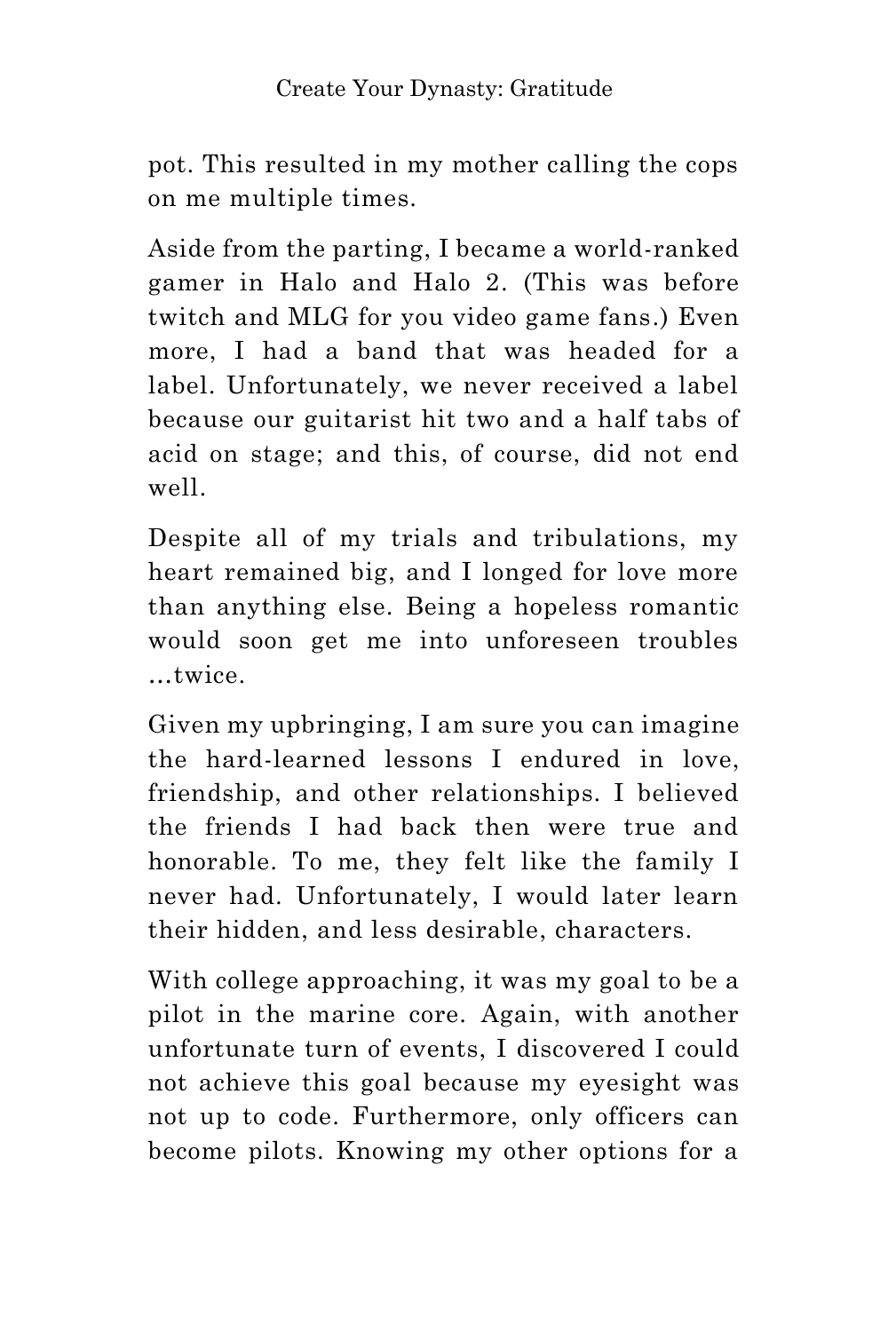pot. This resulted in my mother calling the cops on me multiple times.

Aside from the parting, I became a world-ranked gamer in Halo and Halo 2. (This was before twitch and MLG for you video game fans.) Even more, I had a band that was headed for a label. Unfortunately, we never received a label because our guitarist hit two and a half tabs of acid on stage; and this, of course, did not end well.

Despite all of my trials and tribulations, my heart remained big, and I longed for love more than anything else. Being a hopeless romantic would soon get me into unforeseen troubles …twice.

Given my upbringing, I am sure you can imagine the hard-learned lessons I endured in love, friendship, and other relationships. I believed the friends I had back then were true and honorable. To me, they felt like the family I never had. Unfortunately, I would later learn their hidden, and less desirable, characters.

With college approaching, it was my goal to be a pilot in the marine core. Again, with another unfortunate turn of events, I discovered I could not achieve this goal because my eyesight was not up to code. Furthermore, only officers can become pilots. Knowing my other options for a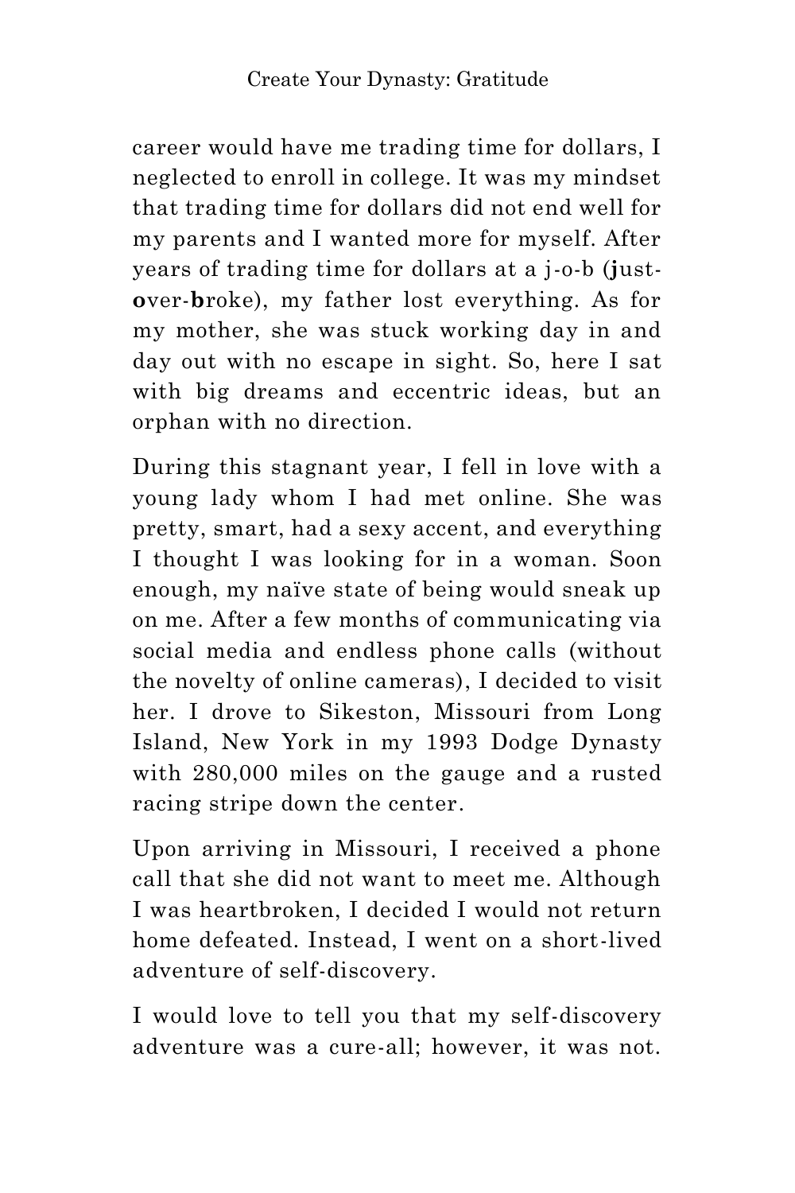career would have me trading time for dollars, I neglected to enroll in college. It was my mindset that trading time for dollars did not end well for my parents and I wanted more for myself. After years of trading time for dollars at a j-o-b (**j**ust-**o**ver-**b**roke), my father lost everything. As for my mother, she was stuck working day in and day out with no escape in sight. So, here I sat with big dreams and eccentric ideas, but an orphan with no direction.

During this stagnant year, I fell in love with a young lady whom I had met online. She was pretty, smart, had a sexy accent, and everything I thought I was looking for in a woman. Soon enough, my naïve state of being would sneak up on me. After a few months of communicating via social media and endless phone calls (without the novelty of online cameras), I decided to visit her. I drove to Sikeston, Missouri from Long Island, New York in my 1993 Dodge Dynasty with 280,000 miles on the gauge and a rusted racing stripe down the center.

Upon arriving in Missouri, I received a phone call that she did not want to meet me. Although I was heartbroken, I decided I would not return home defeated. Instead, I went on a short-lived adventure of self-discovery.

I would love to tell you that my self-discovery adventure was a cure-all; however, it was not.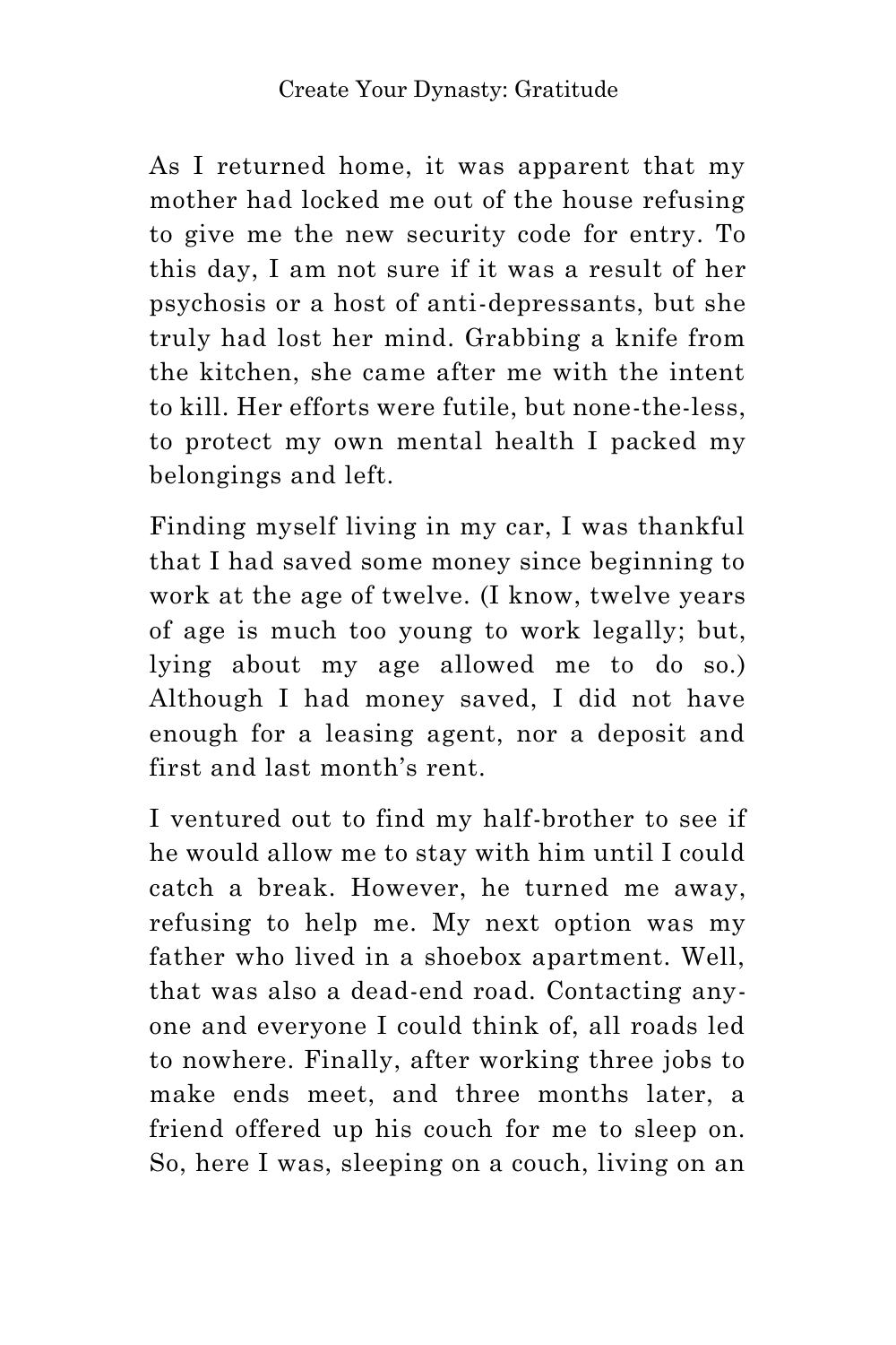As I returned home, it was apparent that my mother had locked me out of the house refusing to give me the new security code for entry. To this day, I am not sure if it was a result of her psychosis or a host of anti-depressants, but she truly had lost her mind. Grabbing a knife from the kitchen, she came after me with the intent to kill. Her efforts were futile, but none-the-less, to protect my own mental health I packed my belongings and left.

Finding myself living in my car, I was thankful that I had saved some money since beginning to work at the age of twelve. (I know, twelve years of age is much too young to work legally; but, lying about my age allowed me to do so.) Although I had money saved, I did not have enough for a leasing agent, nor a deposit and first and last month's rent.

I ventured out to find my half-brother to see if he would allow me to stay with him until I could catch a break. However, he turned me away, refusing to help me. My next option was my father who lived in a shoebox apartment. Well, that was also a dead-end road. Contacting anyone and everyone I could think of, all roads led to nowhere. Finally, after working three jobs to make ends meet, and three months later, a friend offered up his couch for me to sleep on. So, here I was, sleeping on a couch, living on an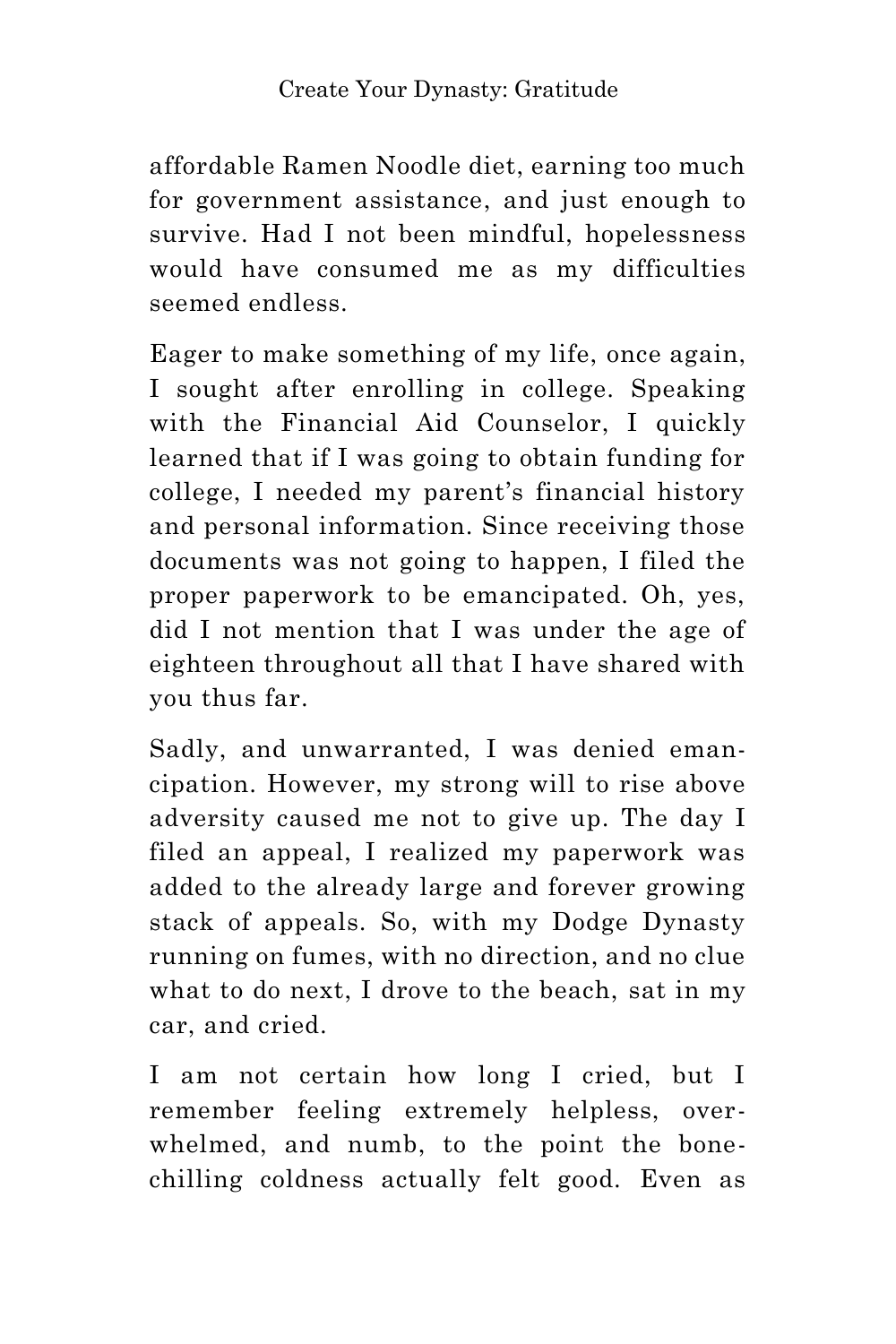affordable Ramen Noodle diet, earning too much for government assistance, and just enough to survive. Had I not been mindful, hopelessness would have consumed me as my difficulties seemed endless.

Eager to make something of my life, once again, I sought after enrolling in college. Speaking with the Financial Aid Counselor, I quickly learned that if I was going to obtain funding for college, I needed my parent's financial history and personal information. Since receiving those documents was not going to happen, I filed the proper paperwork to be emancipated. Oh, yes, did I not mention that I was under the age of eighteen throughout all that I have shared with you thus far.

Sadly, and unwarranted, I was denied emancipation. However, my strong will to rise above adversity caused me not to give up. The day I filed an appeal, I realized my paperwork was added to the already large and forever growing stack of appeals. So, with my Dodge Dynasty running on fumes, with no direction, and no clue what to do next, I drove to the beach, sat in my car, and cried.

I am not certain how long I cried, but I remember feeling extremely helpless, overwhelmed, and numb, to the point the bone-chilling coldness actually felt good. Even as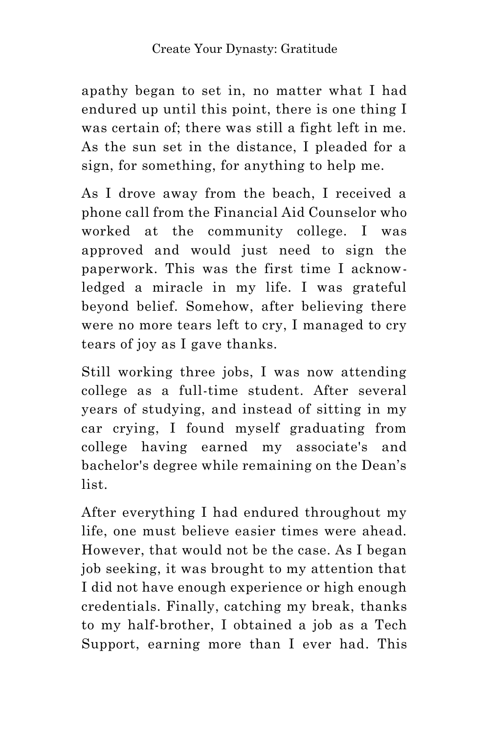apathy began to set in, no matter what I had endured up until this point, there is one thing I was certain of; there was still a fight left in me. As the sun set in the distance, I pleaded for a sign, for something, for anything to help me.

As I drove away from the beach, I received a phone call from the Financial Aid Counselor who worked at the community college. I was approved and would just need to sign the paperwork. This was the first time I acknowledged a miracle in my life. I was grateful beyond belief. Somehow, after believing there were no more tears left to cry, I managed to cry tears of joy as I gave thanks.

Still working three jobs, I was now attending college as a full-time student. After several years of studying, and instead of sitting in my car crying, I found myself graduating from college having earned my associate's and bachelor's degree while remaining on the Dean's list.

After everything I had endured throughout my life, one must believe easier times were ahead. However, that would not be the case. As I began job seeking, it was brought to my attention that I did not have enough experience or high enough credentials. Finally, catching my break, thanks to my half-brother, I obtained a job as a Tech Support, earning more than I ever had. This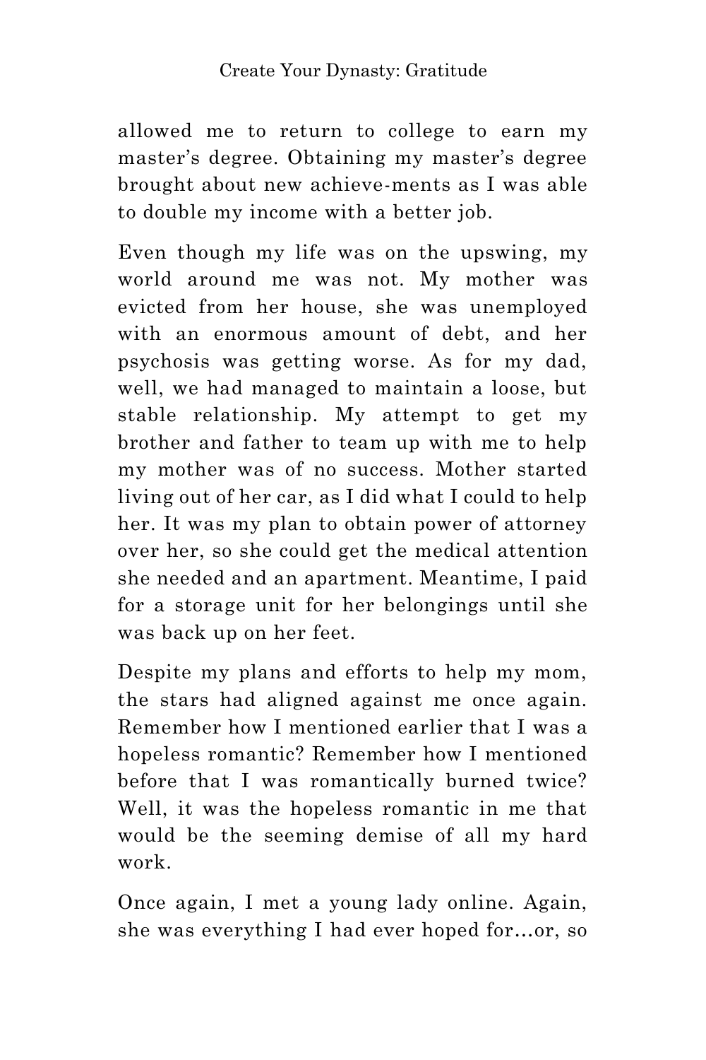allowed me to return to college to earn my master's degree. Obtaining my master's degree brought about new achieve-ments as I was able to double my income with a better job.

Even though my life was on the upswing, my world around me was not. My mother was evicted from her house, she was unemployed with an enormous amount of debt, and her psychosis was getting worse. As for my dad, well, we had managed to maintain a loose, but stable relationship. My attempt to get my brother and father to team up with me to help my mother was of no success. Mother started living out of her car, as I did what I could to help her. It was my plan to obtain power of attorney over her, so she could get the medical attention she needed and an apartment. Meantime, I paid for a storage unit for her belongings until she was back up on her feet.

Despite my plans and efforts to help my mom, the stars had aligned against me once again. Remember how I mentioned earlier that I was a hopeless romantic? Remember how I mentioned before that I was romantically burned twice? Well, it was the hopeless romantic in me that would be the seeming demise of all my hard work.

Once again, I met a young lady online. Again, she was everything I had ever hoped for…or, so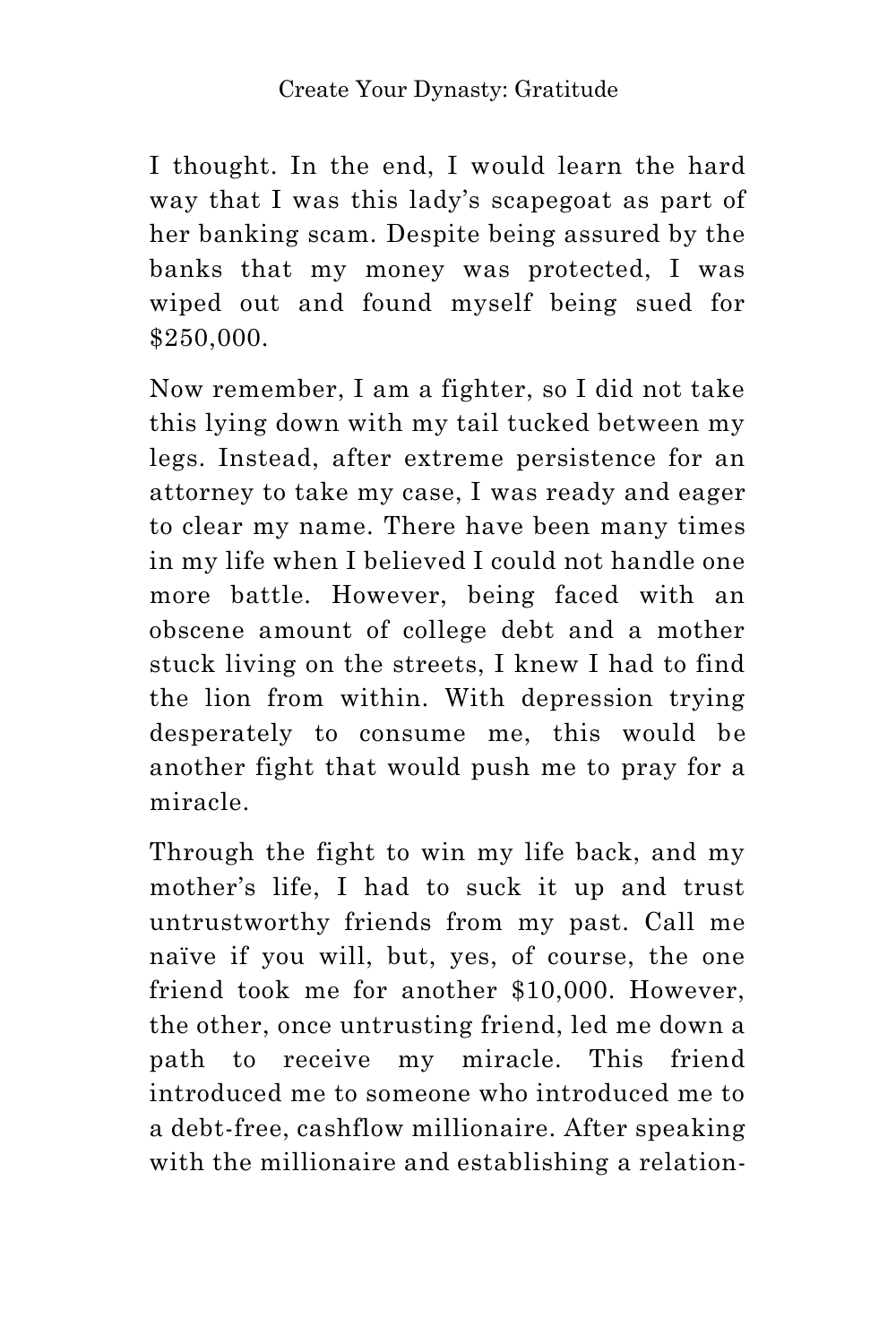I thought. In the end, I would learn the hard way that I was this lady's scapegoat as part of her banking scam. Despite being assured by the banks that my money was protected, I was wiped out and found myself being sued for $250,000.

Now remember, I am a fighter, so I did not take this lying down with my tail tucked between my legs. Instead, after extreme persistence for an attorney to take my case, I was ready and eager to clear my name. There have been many times in my life when I believed I could not handle one more battle. However, being faced with an obscene amount of college debt and a mother stuck living on the streets, I knew I had to find the lion from within. With depression trying desperately to consume me, this would be another fight that would push me to pray for a miracle.

Through the fight to win my life back, and my mother's life, I had to suck it up and trust untrustworthy friends from my past. Call me naïve if you will, but, yes, of course, the one friend took me for another $10,000. However, the other, once untrusting friend, led me down a path to receive my miracle. This friend introduced me to someone who introduced me to a debt-free, cashflow millionaire. After speaking with the millionaire and establishing a relation-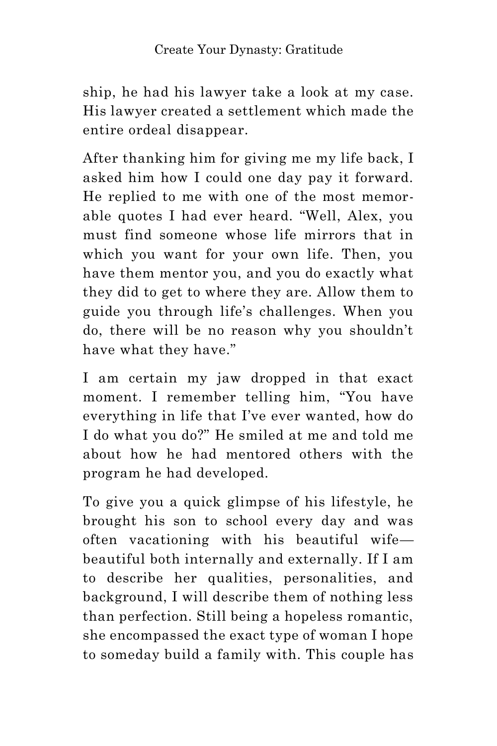ship, he had his lawyer take a look at my case. His lawyer created a settlement which made the entire ordeal disappear.

After thanking him for giving me my life back, I asked him how I could one day pay it forward. He replied to me with one of the most memorable quotes I had ever heard. “Well, Alex, you must find someone whose life mirrors that in which you want for your own life. Then, you have them mentor you, and you do exactly what they did to get to where they are. Allow them to guide you through life’s challenges. When you do, there will be no reason why you shouldn’t have what they have.”

I am certain my jaw dropped in that exact moment. I remember telling him, “You have everything in life that I’ve ever wanted, how do I do what you do?” He smiled at me and told me about how he had mentored others with the program he had developed.

To give you a quick glimpse of his lifestyle, he brought his son to school every day and was often vacationing with his beautiful wife—beautiful both internally and externally. If I am to describe her qualities, personalities, and background, I will describe them of nothing less than perfection. Still being a hopeless romantic, she encompassed the exact type of woman I hope to someday build a family with. This couple has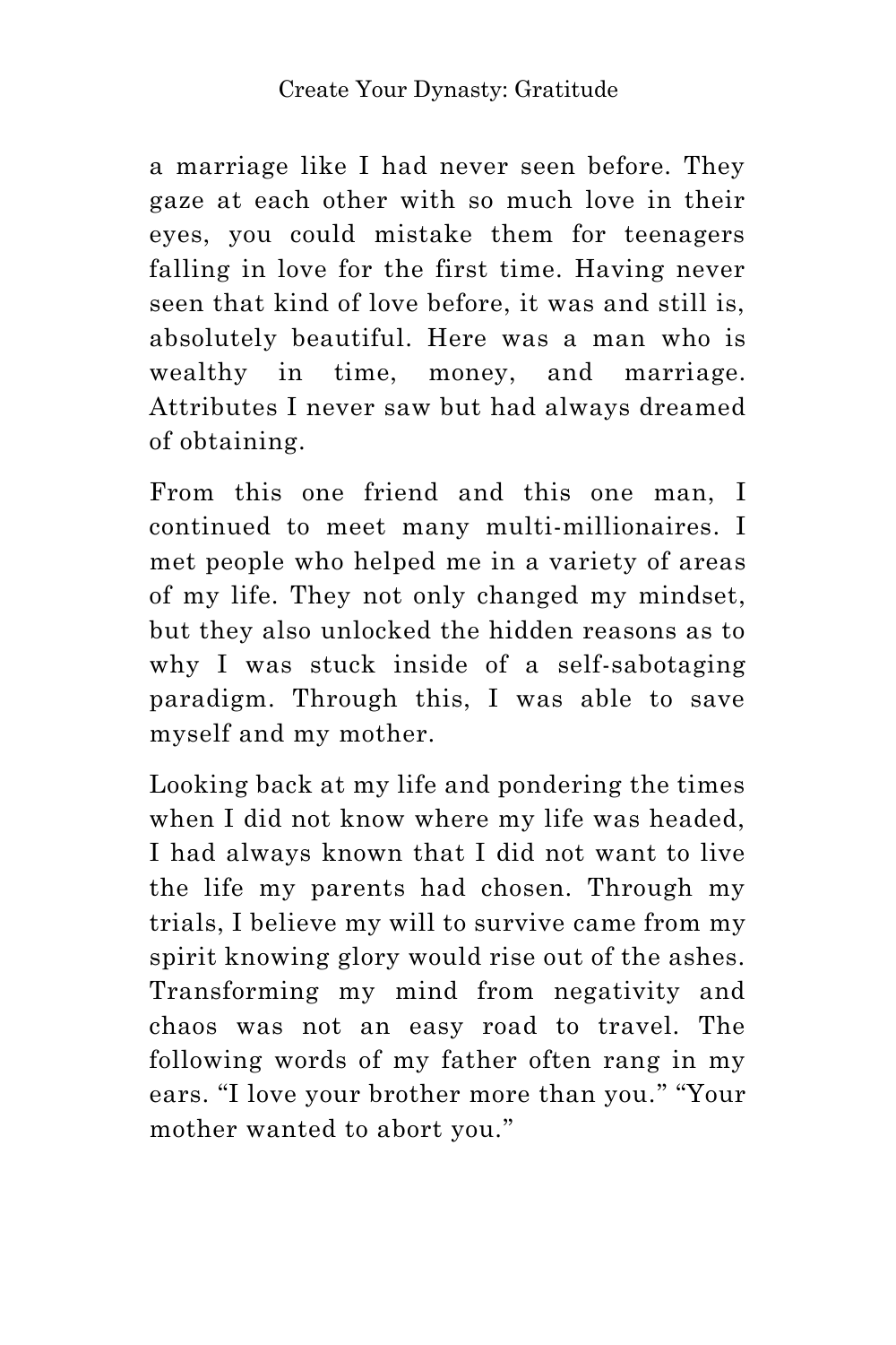a marriage like I had never seen before. They gaze at each other with so much love in their eyes, you could mistake them for teenagers falling in love for the first time. Having never seen that kind of love before, it was and still is, absolutely beautiful. Here was a man who is wealthy in time, money, and marriage. Attributes I never saw but had always dreamed of obtaining.

From this one friend and this one man, I continued to meet many multi-millionaires. I met people who helped me in a variety of areas of my life. They not only changed my mindset, but they also unlocked the hidden reasons as to why I was stuck inside of a self-sabotaging paradigm. Through this, I was able to save myself and my mother.

Looking back at my life and pondering the times when I did not know where my life was headed, I had always known that I did not want to live the life my parents had chosen. Through my trials, I believe my will to survive came from my spirit knowing glory would rise out of the ashes. Transforming my mind from negativity and chaos was not an easy road to travel. The following words of my father often rang in my ears. "I love your brother more than you." "Your mother wanted to abort you."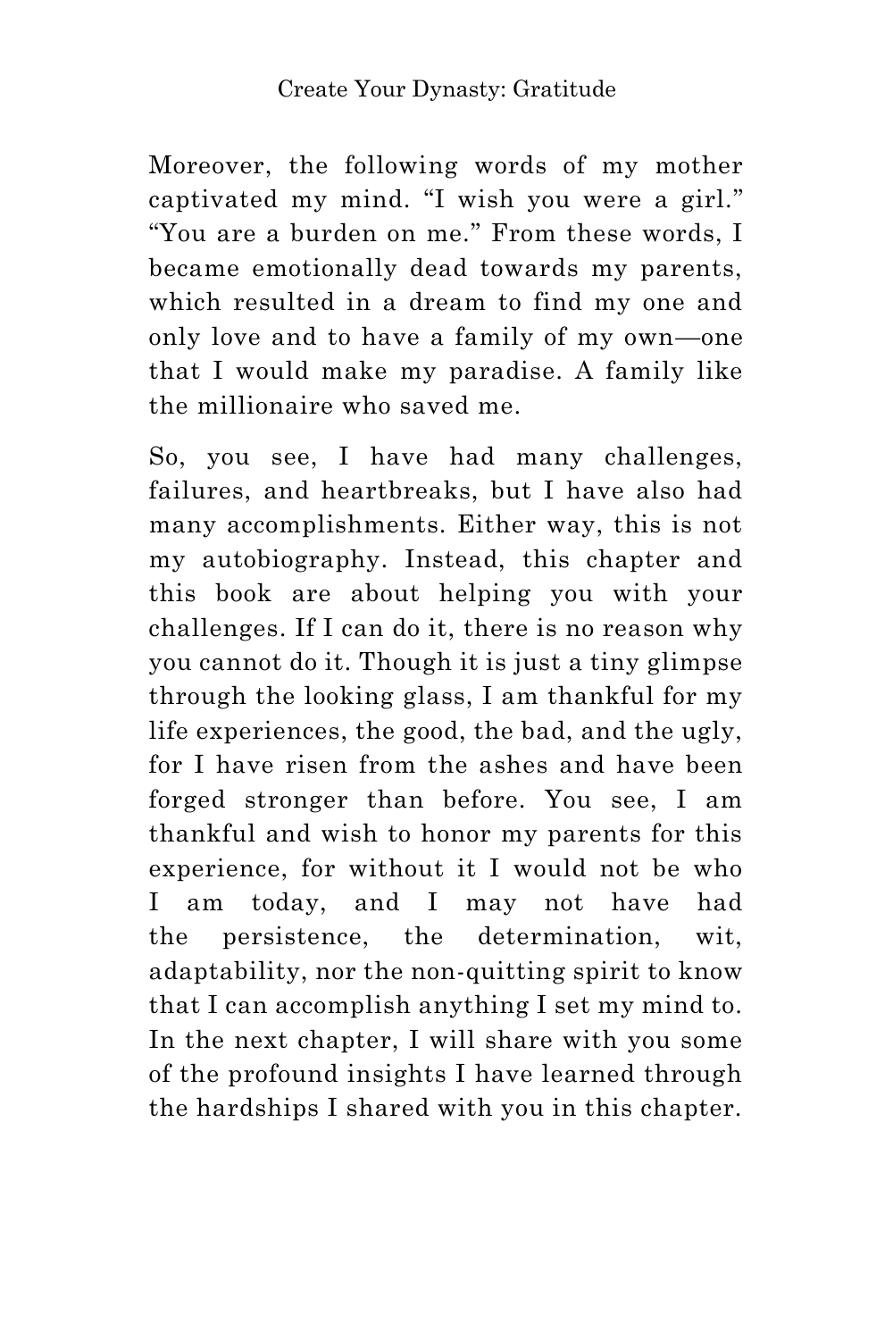Moreover, the following words of my mother captivated my mind. “I wish you were a girl.” “You are a burden on me.” From these words, I became emotionally dead towards my parents, which resulted in a dream to find my one and only love and to have a family of my own—one that I would make my paradise. A family like the millionaire who saved me.

So, you see, I have had many challenges, failures, and heartbreaks, but I have also had many accomplishments. Either way, this is not my autobiography. Instead, this chapter and this book are about helping you with your challenges. If I can do it, there is no reason why you cannot do it. Though it is just a tiny glimpse through the looking glass, I am thankful for my life experiences, the good, the bad, and the ugly, for I have risen from the ashes and have been forged stronger than before. You see, I am thankful and wish to honor my parents for this experience, for without it I would not be who I am today, and I may not have had the persistence, the determination, wit, adaptability, nor the non-quitting spirit to know that I can accomplish anything I set my mind to. In the next chapter, I will share with you some of the profound insights I have learned through the hardships I shared with you in this chapter.